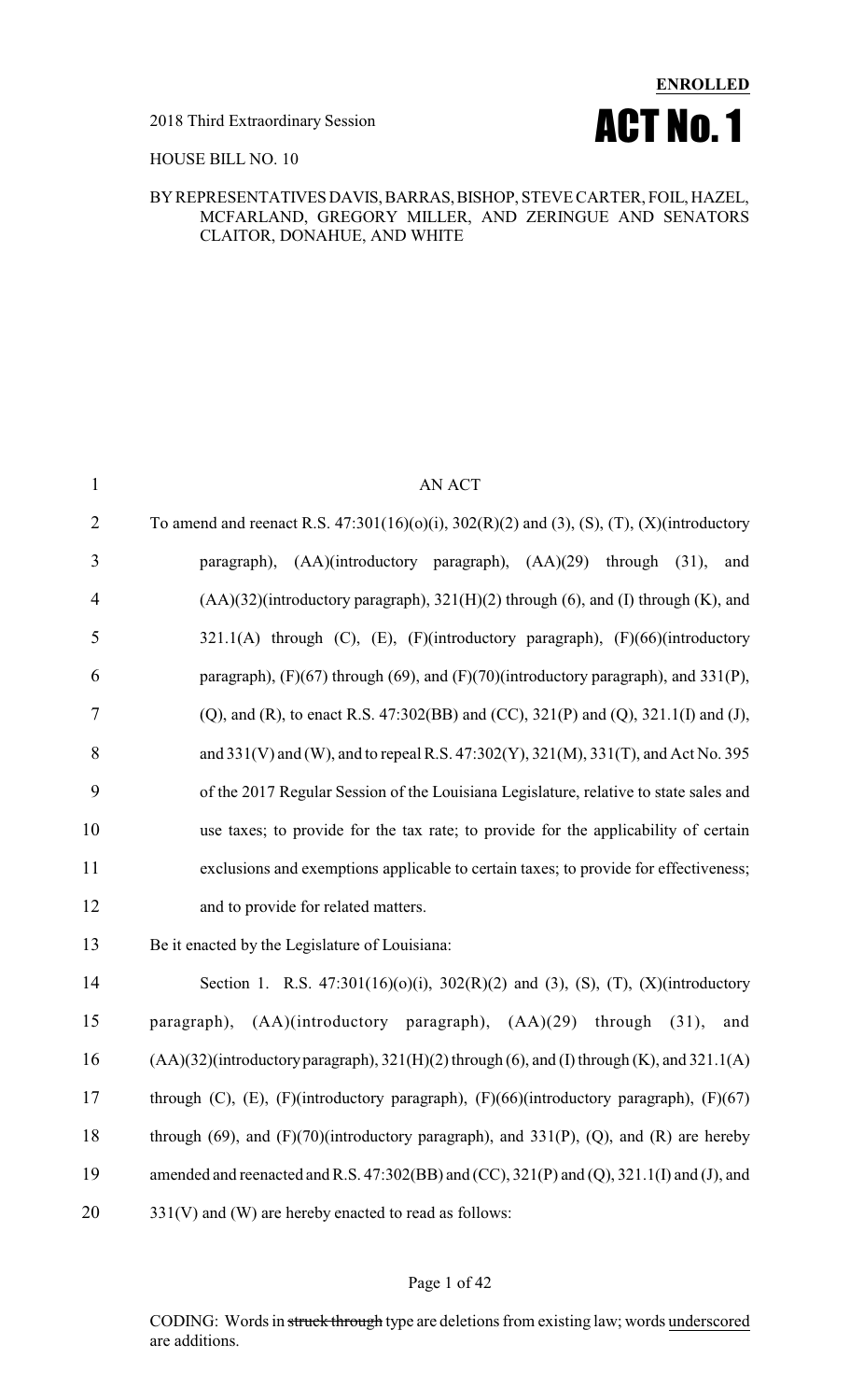**ENROLLED**

2018 Third Extraordinary Session

# ACT No. 1

HOUSE BILL NO. 10

BY REPRESENTATIVES DAVIS, BARRAS, BISHOP, STEVE CARTER, FOIL, HAZEL, MCFARLAND, GREGORY MILLER, AND ZERINGUE AND SENATORS CLAITOR, DONAHUE, AND WHITE

AN ACT

To amend and reenact R.S. 47:301(16)(o)(i), 302(R)(2) and (3), (S), (T), (X)(introductory paragraph), (AA)(introductory paragraph), (AA)(29) through (31), and (AA)(32)(introductory paragraph), 321(H)(2) through (6), and (I) through (K), and 321.1(A) through (C), (E), (F)(introductory paragraph), (F)(66)(introductory paragraph), (F)(67) through (69), and (F)(70)(introductory paragraph), and 331(P), (Q), and (R), to enact R.S. 47:302(BB) and (CC), 321(P) and (Q), 321.1(I) and (J), and 331(V) and (W), and to repeal R.S. 47:302(Y), 321(M), 331(T), and Act No. 395 of the 2017 Regular Session of the Louisiana Legislature, relative to state sales and use taxes; to provide for the tax rate; to provide for the applicability of certain exclusions and exemptions applicable to certain taxes; to provide for effectiveness; and to provide for related matters.

Be it enacted by the Legislature of Louisiana:

Section 1. R.S. 47:301(16)(o)(i), 302(R)(2) and (3), (S), (T), (X)(introductory paragraph), (AA)(introductory paragraph), (AA)(29) through (31), and (AA)(32)(introductory paragraph), 321(H)(2) through (6), and (I) through (K), and 321.1(A) through (C), (E), (F)(introductory paragraph), (F)(66)(introductory paragraph), (F)(67) through (69), and (F)(70)(introductory paragraph), and 331(P), (Q), and (R) are hereby amended and reenacted and R.S. 47:302(BB) and (CC), 321(P) and (Q), 321.1(I) and (J), and 331(V) and (W) are hereby enacted to read as follows:

CODING: Words in ~~struck through~~ type are deletions from existing law; words underscored are additions.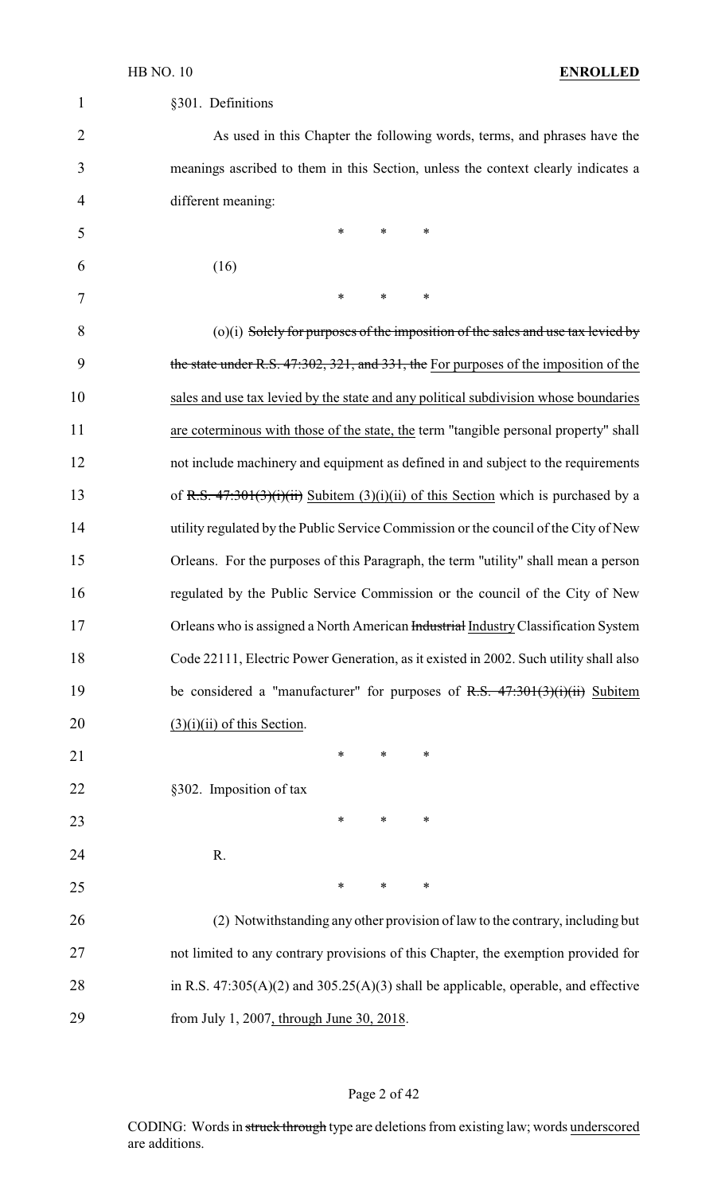§301. Definitions

As used in this Chapter the following words, terms, and phrases have the meanings ascribed to them in this Section, unless the context clearly indicates a different meaning:

\* \* \*

(16)

\* \* \*

(o)(i) ~~Solely for purposes of the imposition of the sales and use tax levied by the state under R.S. 47:302, 321, and 331, the~~ For purposes of the imposition of the sales and use tax levied by the state and any political subdivision whose boundaries are coterminous with those of the state, the term "tangible personal property" shall not include machinery and equipment as defined in and subject to the requirements of ~~R.S. 47:301(3)(i)(ii)~~ Subitem (3)(i)(ii) of this Section which is purchased by a utility regulated by the Public Service Commission or the council of the City of New Orleans. For the purposes of this Paragraph, the term "utility" shall mean a person regulated by the Public Service Commission or the council of the City of New Orleans who is assigned a North American ~~Industrial~~ Industry Classification System Code 22111, Electric Power Generation, as it existed in 2002. Such utility shall also be considered a "manufacturer" for purposes of ~~R.S. 47:301(3)(i)(ii)~~ Subitem (3)(i)(ii) of this Section.

\* \* \*

§302. Imposition of tax

\* \* \*

R.

\* \* \*

(2) Notwithstanding any other provision of law to the contrary, including but not limited to any contrary provisions of this Chapter, the exemption provided for in R.S. 47:305(A)(2) and 305.25(A)(3) shall be applicable, operable, and effective from July 1, 2007, through June 30, 2018.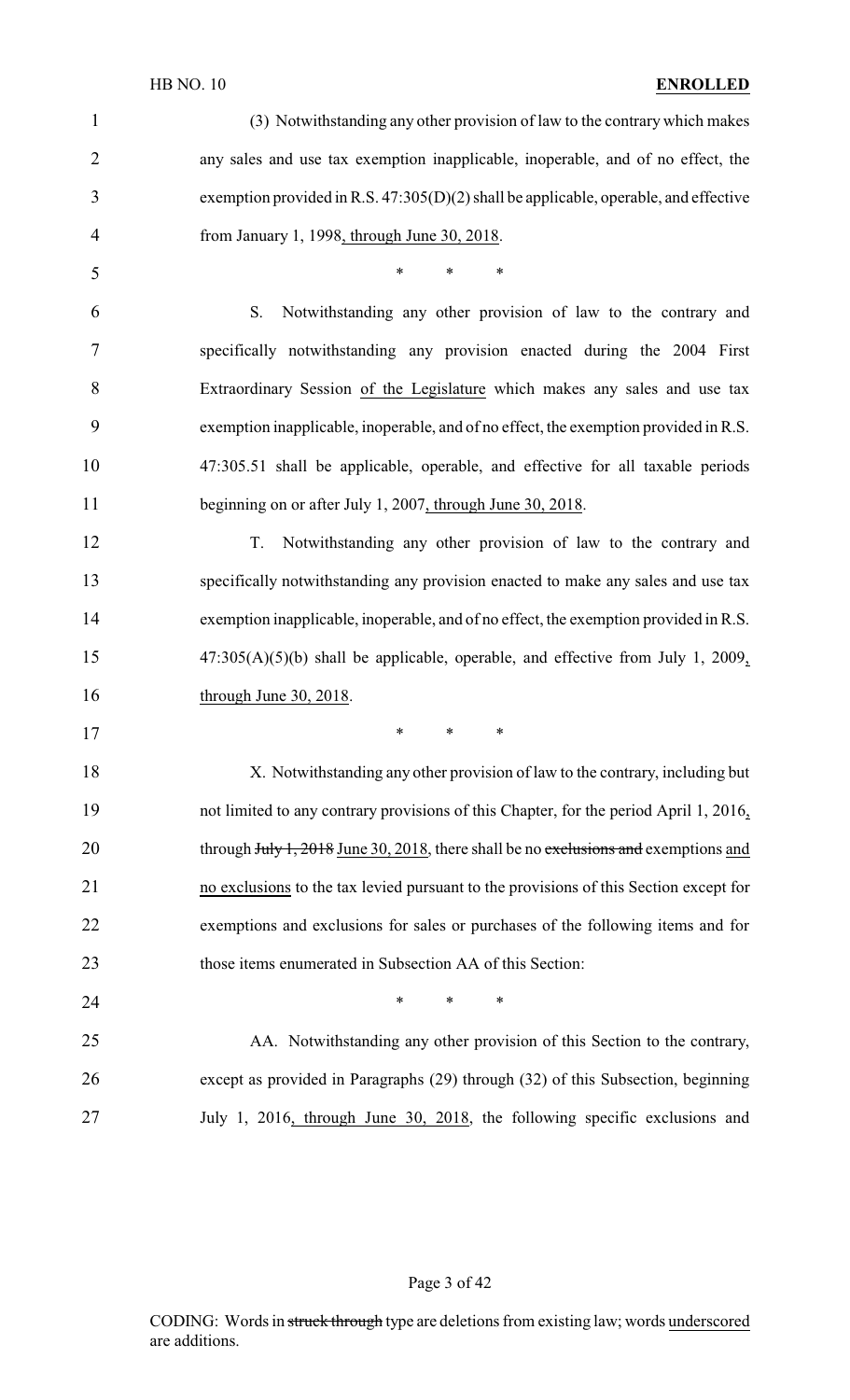(3) Notwithstanding any other provision of law to the contrary which makes any sales and use tax exemption inapplicable, inoperable, and of no effect, the exemption provided in R.S. 47:305(D)(2) shall be applicable, operable, and effective from January 1, 1998, through June 30, 2018.

\* \* \*

S. Notwithstanding any other provision of law to the contrary and specifically notwithstanding any provision enacted during the 2004 First Extraordinary Session of the Legislature which makes any sales and use tax exemption inapplicable, inoperable, and of no effect, the exemption provided in R.S. 47:305.51 shall be applicable, operable, and effective for all taxable periods beginning on or after July 1, 2007, through June 30, 2018.

T. Notwithstanding any other provision of law to the contrary and specifically notwithstanding any provision enacted to make any sales and use tax exemption inapplicable, inoperable, and of no effect, the exemption provided in R.S. 47:305(A)(5)(b) shall be applicable, operable, and effective from July 1, 2009, through June 30, 2018.

\* \* \*

X. Notwithstanding any other provision of law to the contrary, including but not limited to any contrary provisions of this Chapter, for the period April 1, 2016, through ~~July 1, 2018~~ June 30, 2018, there shall be no ~~exclusions and~~ exemptions and no exclusions to the tax levied pursuant to the provisions of this Section except for exemptions and exclusions for sales or purchases of the following items and for those items enumerated in Subsection AA of this Section:

\* \* \*

AA. Notwithstanding any other provision of this Section to the contrary, except as provided in Paragraphs (29) through (32) of this Subsection, beginning July 1, 2016, through June 30, 2018, the following specific exclusions and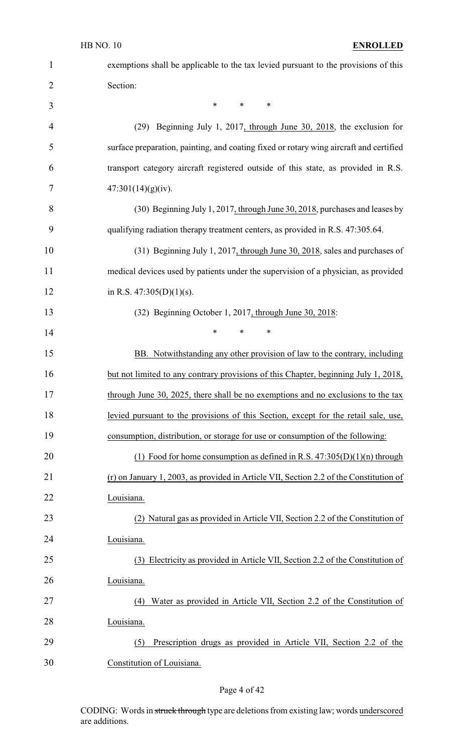exemptions shall be applicable to the tax levied pursuant to the provisions of this Section:

\* \* \*

(29) Beginning July 1, 2017, through June 30, 2018, the exclusion for surface preparation, painting, and coating fixed or rotary wing aircraft and certified transport category aircraft registered outside of this state, as provided in R.S. 47:301(14)(g)(iv).

(30) Beginning July 1, 2017, through June 30, 2018, purchases and leases by qualifying radiation therapy treatment centers, as provided in R.S. 47:305.64.

(31) Beginning July 1, 2017, through June 30, 2018, sales and purchases of medical devices used by patients under the supervision of a physician, as provided in R.S. 47:305(D)(1)(s).

(32) Beginning October 1, 2017, through June 30, 2018:

\* \* \*

BB. Notwithstanding any other provision of law to the contrary, including but not limited to any contrary provisions of this Chapter, beginning July 1, 2018, through June 30, 2025, there shall be no exemptions and no exclusions to the tax levied pursuant to the provisions of this Section, except for the retail sale, use, consumption, distribution, or storage for use or consumption of the following:

(1) Food for home consumption as defined in R.S. 47:305(D)(1)(n) through (r) on January 1, 2003, as provided in Article VII, Section 2.2 of the Constitution of Louisiana.

(2) Natural gas as provided in Article VII, Section 2.2 of the Constitution of Louisiana.

(3) Electricity as provided in Article VII, Section 2.2 of the Constitution of Louisiana.

(4) Water as provided in Article VII, Section 2.2 of the Constitution of Louisiana.

(5) Prescription drugs as provided in Article VII, Section 2.2 of the Constitution of Louisiana.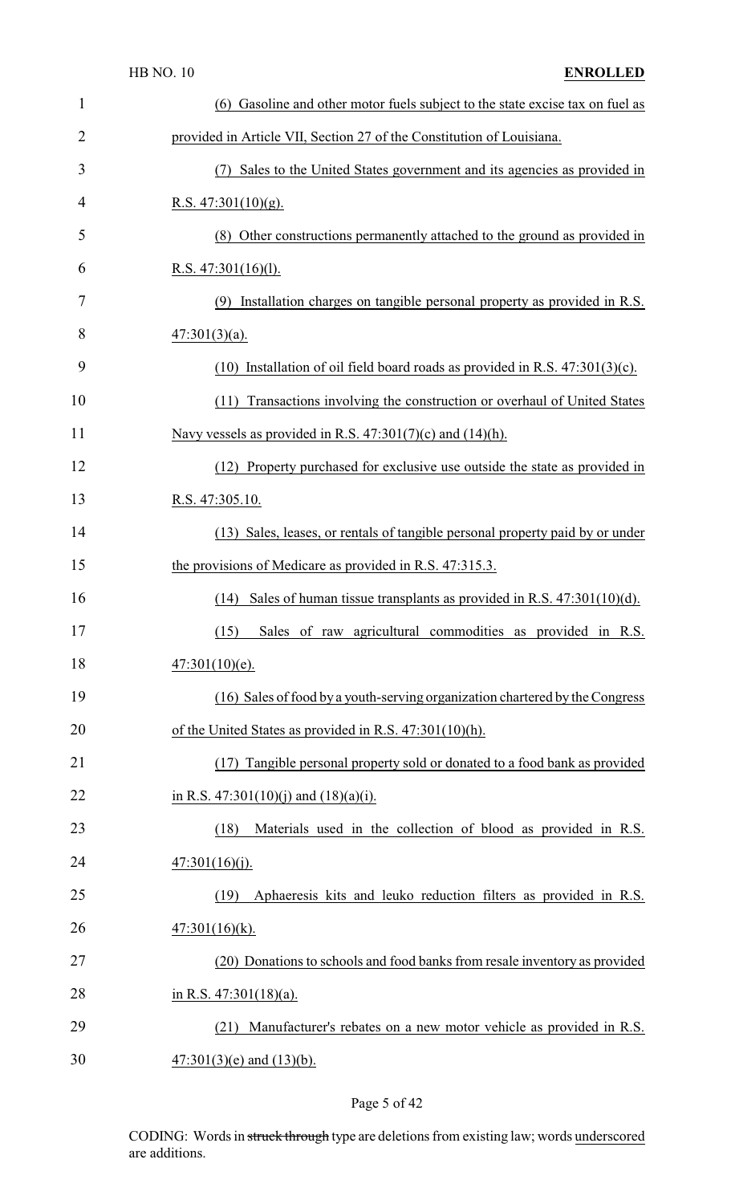(6) Gasoline and other motor fuels subject to the state excise tax on fuel as provided in Article VII, Section 27 of the Constitution of Louisiana.

(7) Sales to the United States government and its agencies as provided in R.S. 47:301(10)(g).

(8) Other constructions permanently attached to the ground as provided in R.S. 47:301(16)(l).

(9) Installation charges on tangible personal property as provided in R.S. 47:301(3)(a).

(10) Installation of oil field board roads as provided in R.S. 47:301(3)(c).

(11) Transactions involving the construction or overhaul of United States Navy vessels as provided in R.S. 47:301(7)(c) and (14)(h).

(12) Property purchased for exclusive use outside the state as provided in R.S. 47:305.10.

(13) Sales, leases, or rentals of tangible personal property paid by or under the provisions of Medicare as provided in R.S. 47:315.3.

(14) Sales of human tissue transplants as provided in R.S. 47:301(10)(d).

(15) Sales of raw agricultural commodities as provided in R.S. 47:301(10)(e).

(16) Sales of food by a youth-serving organization chartered by the Congress of the United States as provided in R.S. 47:301(10)(h).

(17) Tangible personal property sold or donated to a food bank as provided in R.S. 47:301(10)(j) and (18)(a)(i).

(18) Materials used in the collection of blood as provided in R.S. 47:301(16)(j).

(19) Aphaeresis kits and leuko reduction filters as provided in R.S. 47:301(16)(k).

(20) Donations to schools and food banks from resale inventory as provided in R.S. 47:301(18)(a).

(21) Manufacturer's rebates on a new motor vehicle as provided in R.S. 47:301(3)(e) and (13)(b).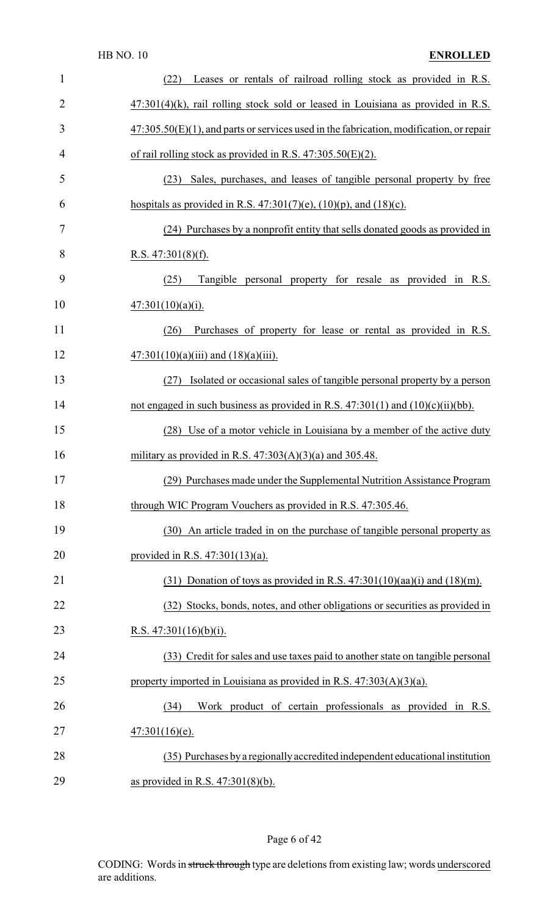(22) Leases or rentals of railroad rolling stock as provided in R.S. 47:301(4)(k), rail rolling stock sold or leased in Louisiana as provided in R.S. 47:305.50(E)(1), and parts or services used in the fabrication, modification, or repair of rail rolling stock as provided in R.S. 47:305.50(E)(2).

(23) Sales, purchases, and leases of tangible personal property by free hospitals as provided in R.S. 47:301(7)(e), (10)(p), and (18)(c).

(24) Purchases by a nonprofit entity that sells donated goods as provided in R.S. 47:301(8)(f).

(25) Tangible personal property for resale as provided in R.S. 47:301(10)(a)(i).

(26) Purchases of property for lease or rental as provided in R.S. 47:301(10)(a)(iii) and (18)(a)(iii).

(27) Isolated or occasional sales of tangible personal property by a person not engaged in such business as provided in R.S. 47:301(1) and (10)(c)(ii)(bb).

(28) Use of a motor vehicle in Louisiana by a member of the active duty military as provided in R.S. 47:303(A)(3)(a) and 305.48.

(29) Purchases made under the Supplemental Nutrition Assistance Program through WIC Program Vouchers as provided in R.S. 47:305.46.

(30) An article traded in on the purchase of tangible personal property as provided in R.S. 47:301(13)(a).

(31) Donation of toys as provided in R.S. 47:301(10)(aa)(i) and (18)(m).

(32) Stocks, bonds, notes, and other obligations or securities as provided in R.S. 47:301(16)(b)(i).

(33) Credit for sales and use taxes paid to another state on tangible personal property imported in Louisiana as provided in R.S. 47:303(A)(3)(a).

(34) Work product of certain professionals as provided in R.S. 47:301(16)(e).

(35) Purchases by a regionally accredited independent educational institution as provided in R.S. 47:301(8)(b).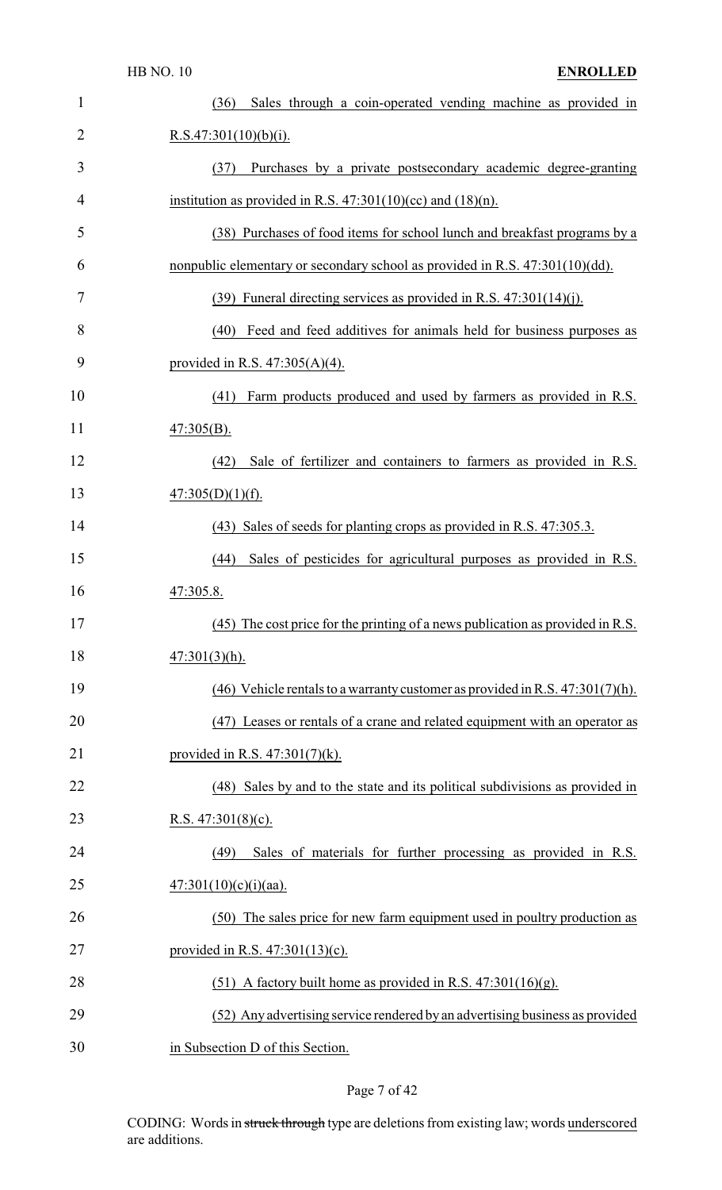(36) Sales through a coin-operated vending machine as provided in R.S.47:301(10)(b)(i).

(37) Purchases by a private postsecondary academic degree-granting institution as provided in R.S. 47:301(10)(cc) and (18)(n).

(38) Purchases of food items for school lunch and breakfast programs by a nonpublic elementary or secondary school as provided in R.S. 47:301(10)(dd).

(39) Funeral directing services as provided in R.S. 47:301(14)(j).

(40) Feed and feed additives for animals held for business purposes as provided in R.S. 47:305(A)(4).

(41) Farm products produced and used by farmers as provided in R.S. 47:305(B).

(42) Sale of fertilizer and containers to farmers as provided in R.S. 47:305(D)(1)(f).

(43) Sales of seeds for planting crops as provided in R.S. 47:305.3.

(44) Sales of pesticides for agricultural purposes as provided in R.S. 47:305.8.

(45) The cost price for the printing of a news publication as provided in R.S. 47:301(3)(h).

(46) Vehicle rentals to a warranty customer as provided in R.S. 47:301(7)(h).

(47) Leases or rentals of a crane and related equipment with an operator as provided in R.S. 47:301(7)(k).

(48) Sales by and to the state and its political subdivisions as provided in R.S. 47:301(8)(c).

(49) Sales of materials for further processing as provided in R.S. 47:301(10)(c)(i)(aa).

(50) The sales price for new farm equipment used in poultry production as provided in R.S. 47:301(13)(c).

(51) A factory built home as provided in R.S. 47:301(16)(g).

(52) Any advertising service rendered by an advertising business as provided in Subsection D of this Section.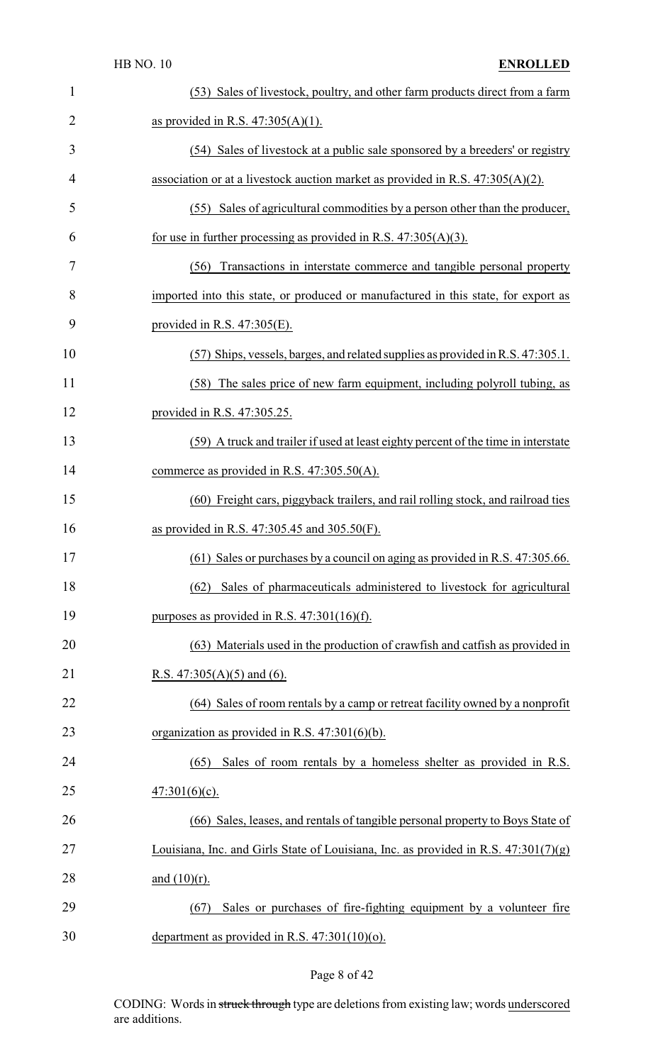(53) Sales of livestock, poultry, and other farm products direct from a farm as provided in R.S. 47:305(A)(1).

(54) Sales of livestock at a public sale sponsored by a breeders' or registry association or at a livestock auction market as provided in R.S. 47:305(A)(2).

(55) Sales of agricultural commodities by a person other than the producer, for use in further processing as provided in R.S. 47:305(A)(3).

(56) Transactions in interstate commerce and tangible personal property imported into this state, or produced or manufactured in this state, for export as provided in R.S. 47:305(E).

(57) Ships, vessels, barges, and related supplies as provided in R.S. 47:305.1.

(58) The sales price of new farm equipment, including polyroll tubing, as provided in R.S. 47:305.25.

(59) A truck and trailer if used at least eighty percent of the time in interstate commerce as provided in R.S. 47:305.50(A).

(60) Freight cars, piggyback trailers, and rail rolling stock, and railroad ties as provided in R.S. 47:305.45 and 305.50(F).

(61) Sales or purchases by a council on aging as provided in R.S. 47:305.66.

(62) Sales of pharmaceuticals administered to livestock for agricultural purposes as provided in R.S. 47:301(16)(f).

(63) Materials used in the production of crawfish and catfish as provided in R.S. 47:305(A)(5) and (6).

(64) Sales of room rentals by a camp or retreat facility owned by a nonprofit organization as provided in R.S. 47:301(6)(b).

(65) Sales of room rentals by a homeless shelter as provided in R.S. 47:301(6)(c).

(66) Sales, leases, and rentals of tangible personal property to Boys State of Louisiana, Inc. and Girls State of Louisiana, Inc. as provided in R.S. 47:301(7)(g) and (10)(r).

(67) Sales or purchases of fire-fighting equipment by a volunteer fire department as provided in R.S. 47:301(10)(o).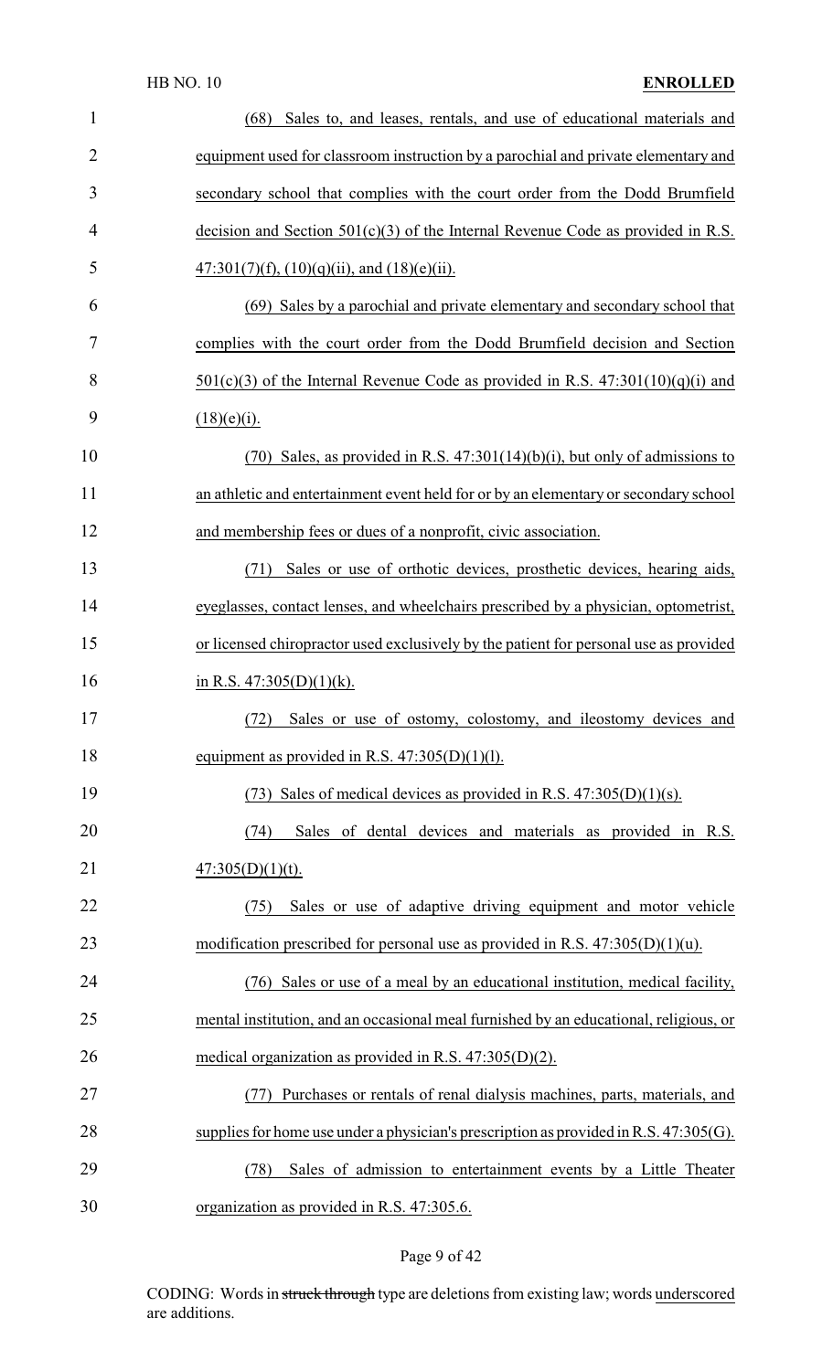(68) Sales to, and leases, rentals, and use of educational materials and equipment used for classroom instruction by a parochial and private elementary and secondary school that complies with the court order from the Dodd Brumfield decision and Section 501(c)(3) of the Internal Revenue Code as provided in R.S. 47:301(7)(f), (10)(q)(ii), and (18)(e)(ii).

(69) Sales by a parochial and private elementary and secondary school that complies with the court order from the Dodd Brumfield decision and Section 501(c)(3) of the Internal Revenue Code as provided in R.S. 47:301(10)(q)(i) and (18)(e)(i).

(70) Sales, as provided in R.S. 47:301(14)(b)(i), but only of admissions to an athletic and entertainment event held for or by an elementary or secondary school and membership fees or dues of a nonprofit, civic association.

(71) Sales or use of orthotic devices, prosthetic devices, hearing aids, eyeglasses, contact lenses, and wheelchairs prescribed by a physician, optometrist, or licensed chiropractor used exclusively by the patient for personal use as provided in R.S. 47:305(D)(1)(k).

(72) Sales or use of ostomy, colostomy, and ileostomy devices and equipment as provided in R.S. 47:305(D)(1)(l).

(73) Sales of medical devices as provided in R.S. 47:305(D)(1)(s).

(74) Sales of dental devices and materials as provided in R.S. 47:305(D)(1)(t).

(75) Sales or use of adaptive driving equipment and motor vehicle modification prescribed for personal use as provided in R.S. 47:305(D)(1)(u).

(76) Sales or use of a meal by an educational institution, medical facility, mental institution, and an occasional meal furnished by an educational, religious, or medical organization as provided in R.S. 47:305(D)(2).

(77) Purchases or rentals of renal dialysis machines, parts, materials, and supplies for home use under a physician's prescription as provided in R.S. 47:305(G).

(78) Sales of admission to entertainment events by a Little Theater organization as provided in R.S. 47:305.6.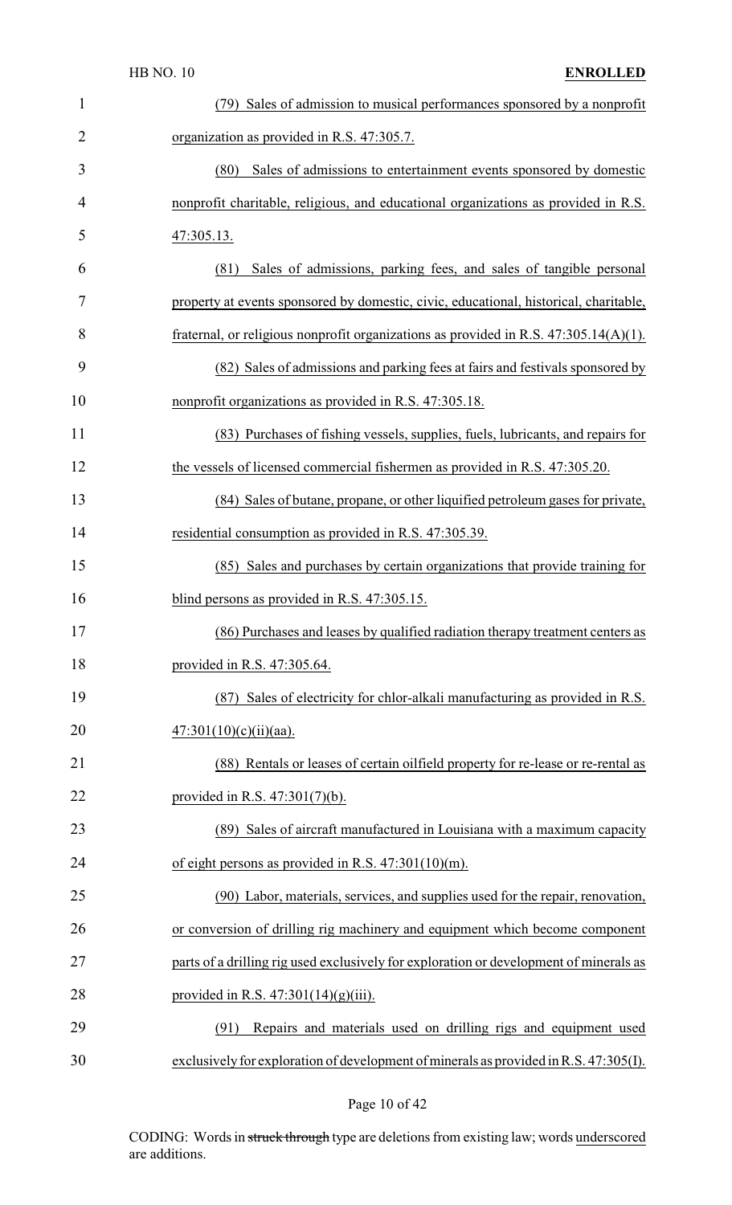(79) Sales of admission to musical performances sponsored by a nonprofit organization as provided in R.S. 47:305.7.

(80) Sales of admissions to entertainment events sponsored by domestic nonprofit charitable, religious, and educational organizations as provided in R.S. 47:305.13.

(81) Sales of admissions, parking fees, and sales of tangible personal property at events sponsored by domestic, civic, educational, historical, charitable, fraternal, or religious nonprofit organizations as provided in R.S. 47:305.14(A)(1).

(82) Sales of admissions and parking fees at fairs and festivals sponsored by nonprofit organizations as provided in R.S. 47:305.18.

(83) Purchases of fishing vessels, supplies, fuels, lubricants, and repairs for the vessels of licensed commercial fishermen as provided in R.S. 47:305.20.

(84) Sales of butane, propane, or other liquified petroleum gases for private, residential consumption as provided in R.S. 47:305.39.

(85) Sales and purchases by certain organizations that provide training for blind persons as provided in R.S. 47:305.15.

(86) Purchases and leases by qualified radiation therapy treatment centers as provided in R.S. 47:305.64.

(87) Sales of electricity for chlor-alkali manufacturing as provided in R.S. 47:301(10)(c)(ii)(aa).

(88) Rentals or leases of certain oilfield property for re-lease or re-rental as provided in R.S. 47:301(7)(b).

(89) Sales of aircraft manufactured in Louisiana with a maximum capacity of eight persons as provided in R.S. 47:301(10)(m).

(90) Labor, materials, services, and supplies used for the repair, renovation, or conversion of drilling rig machinery and equipment which become component parts of a drilling rig used exclusively for exploration or development of minerals as provided in R.S. 47:301(14)(g)(iii).

(91) Repairs and materials used on drilling rigs and equipment used exclusively for exploration of development of minerals as provided in R.S. 47:305(I).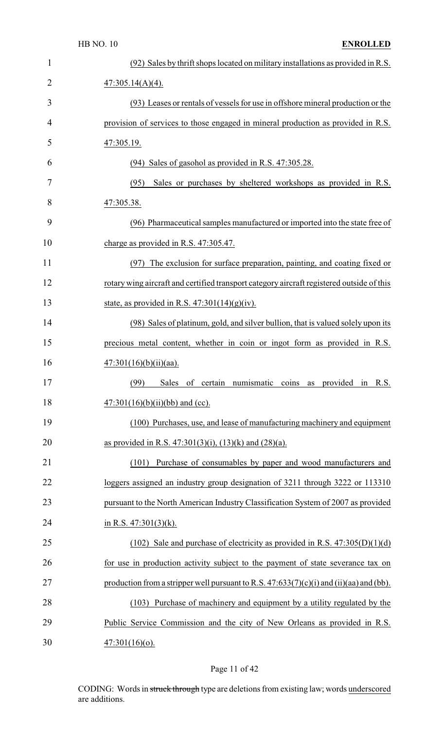(92) Sales by thrift shops located on military installations as provided in R.S. 47:305.14(A)(4).

(93) Leases or rentals of vessels for use in offshore mineral production or the provision of services to those engaged in mineral production as provided in R.S. 47:305.19.

(94) Sales of gasohol as provided in R.S. 47:305.28.

(95) Sales or purchases by sheltered workshops as provided in R.S. 47:305.38.

(96) Pharmaceutical samples manufactured or imported into the state free of charge as provided in R.S. 47:305.47.

(97) The exclusion for surface preparation, painting, and coating fixed or rotary wing aircraft and certified transport category aircraft registered outside of this state, as provided in R.S. 47:301(14)(g)(iv).

(98) Sales of platinum, gold, and silver bullion, that is valued solely upon its precious metal content, whether in coin or ingot form as provided in R.S. 47:301(16)(b)(ii)(aa).

(99) Sales of certain numismatic coins as provided in R.S. 47:301(16)(b)(ii)(bb) and (cc).

(100) Purchases, use, and lease of manufacturing machinery and equipment as provided in R.S. 47:301(3)(i), (13)(k) and (28)(a).

(101) Purchase of consumables by paper and wood manufacturers and loggers assigned an industry group designation of 3211 through 3222 or 113310 pursuant to the North American Industry Classification System of 2007 as provided in R.S. 47:301(3)(k).

(102) Sale and purchase of electricity as provided in R.S. 47:305(D)(1)(d) for use in production activity subject to the payment of state severance tax on production from a stripper well pursuant to R.S. 47:633(7)(c)(i) and (ii)(aa) and (bb).

(103) Purchase of machinery and equipment by a utility regulated by the Public Service Commission and the city of New Orleans as provided in R.S. 47:301(16)(o).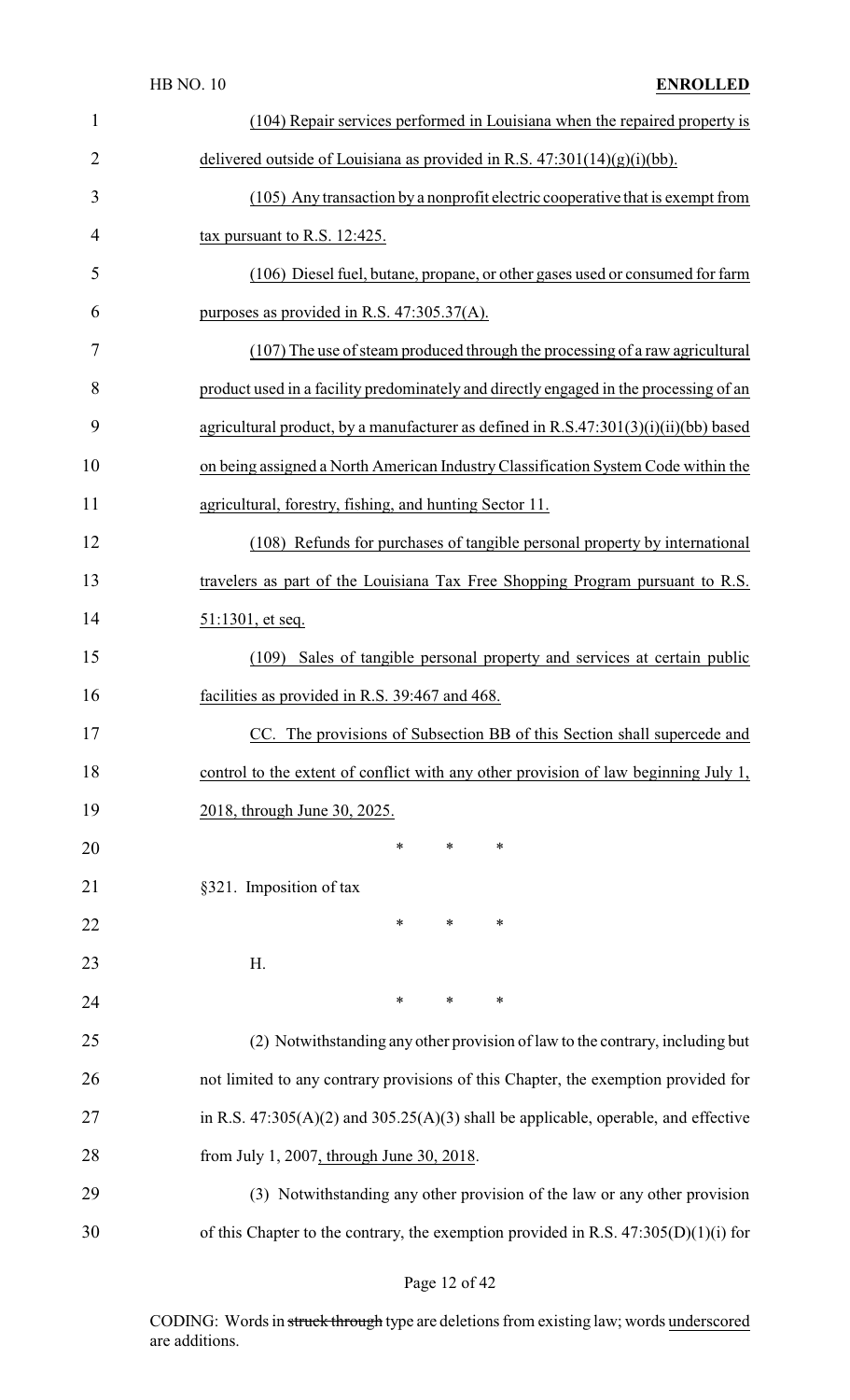(104) Repair services performed in Louisiana when the repaired property is delivered outside of Louisiana as provided in R.S. 47:301(14)(g)(i)(bb).

(105) Any transaction by a nonprofit electric cooperative that is exempt from tax pursuant to R.S. 12:425.

(106) Diesel fuel, butane, propane, or other gases used or consumed for farm purposes as provided in R.S. 47:305.37(A).

(107) The use of steam produced through the processing of a raw agricultural product used in a facility predominately and directly engaged in the processing of an agricultural product, by a manufacturer as defined in R.S.47:301(3)(i)(ii)(bb) based on being assigned a North American Industry Classification System Code within the agricultural, forestry, fishing, and hunting Sector 11.

(108) Refunds for purchases of tangible personal property by international travelers as part of the Louisiana Tax Free Shopping Program pursuant to R.S. 51:1301, et seq.

(109) Sales of tangible personal property and services at certain public facilities as provided in R.S. 39:467 and 468.

CC. The provisions of Subsection BB of this Section shall supercede and control to the extent of conflict with any other provision of law beginning July 1, 2018, through June 30, 2025.

\* \* \*

§321. Imposition of tax

\* \* \*

H.

\* \* \*

(2) Notwithstanding any other provision of law to the contrary, including but not limited to any contrary provisions of this Chapter, the exemption provided for in R.S. 47:305(A)(2) and 305.25(A)(3) shall be applicable, operable, and effective from July 1, 2007, through June 30, 2018.

(3) Notwithstanding any other provision of the law or any other provision of this Chapter to the contrary, the exemption provided in R.S. 47:305(D)(1)(i) for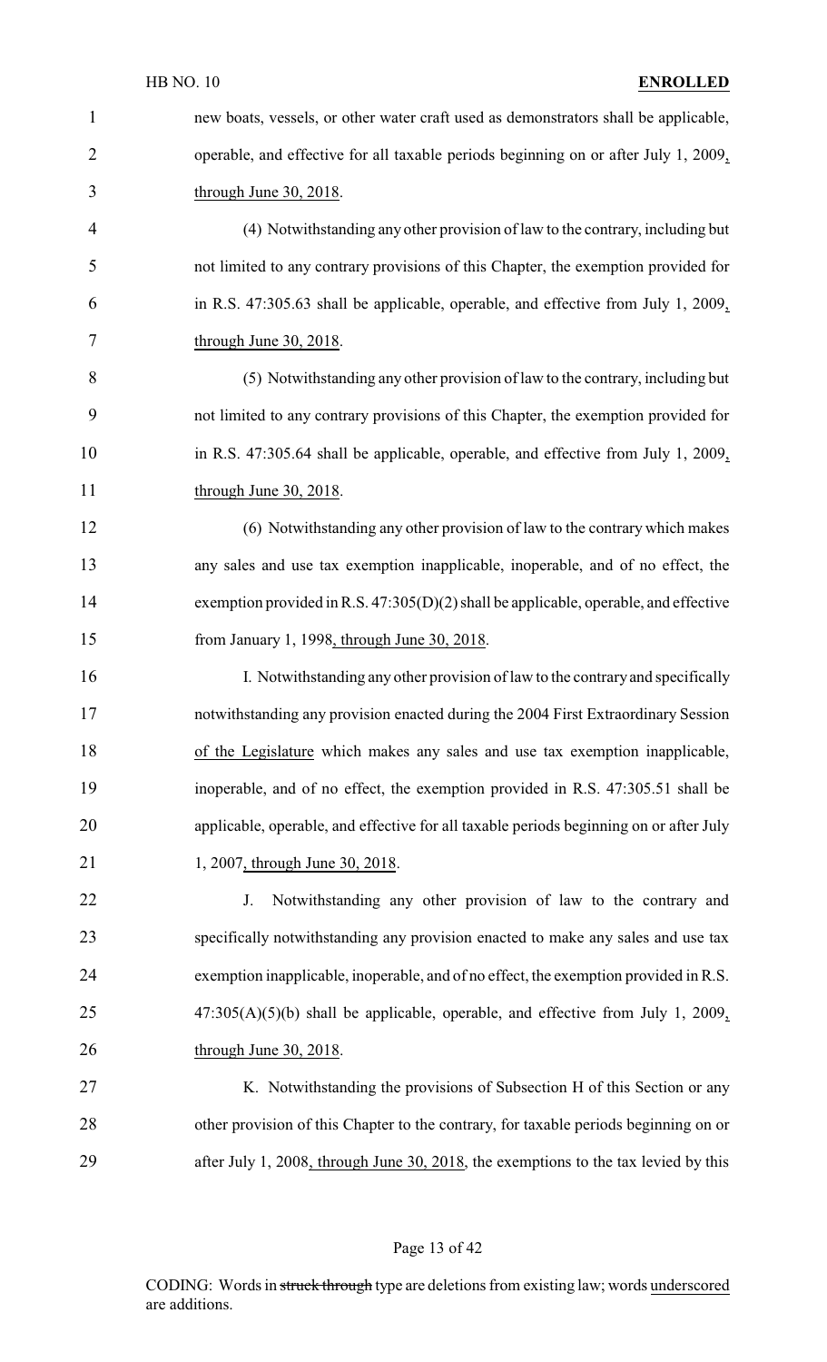new boats, vessels, or other water craft used as demonstrators shall be applicable, operable, and effective for all taxable periods beginning on or after July 1, 2009, through June 30, 2018.

(4) Notwithstanding any other provision of law to the contrary, including but not limited to any contrary provisions of this Chapter, the exemption provided for in R.S. 47:305.63 shall be applicable, operable, and effective from July 1, 2009, through June 30, 2018.

(5) Notwithstanding any other provision of law to the contrary, including but not limited to any contrary provisions of this Chapter, the exemption provided for in R.S. 47:305.64 shall be applicable, operable, and effective from July 1, 2009, through June 30, 2018.

(6) Notwithstanding any other provision of law to the contrary which makes any sales and use tax exemption inapplicable, inoperable, and of no effect, the exemption provided in R.S. 47:305(D)(2) shall be applicable, operable, and effective from January 1, 1998, through June 30, 2018.

I. Notwithstanding any other provision of law to the contrary and specifically notwithstanding any provision enacted during the 2004 First Extraordinary Session of the Legislature which makes any sales and use tax exemption inapplicable, inoperable, and of no effect, the exemption provided in R.S. 47:305.51 shall be applicable, operable, and effective for all taxable periods beginning on or after July 1, 2007, through June 30, 2018.

J. Notwithstanding any other provision of law to the contrary and specifically notwithstanding any provision enacted to make any sales and use tax exemption inapplicable, inoperable, and of no effect, the exemption provided in R.S. 47:305(A)(5)(b) shall be applicable, operable, and effective from July 1, 2009, through June 30, 2018.

K. Notwithstanding the provisions of Subsection H of this Section or any other provision of this Chapter to the contrary, for taxable periods beginning on or after July 1, 2008, through June 30, 2018, the exemptions to the tax levied by this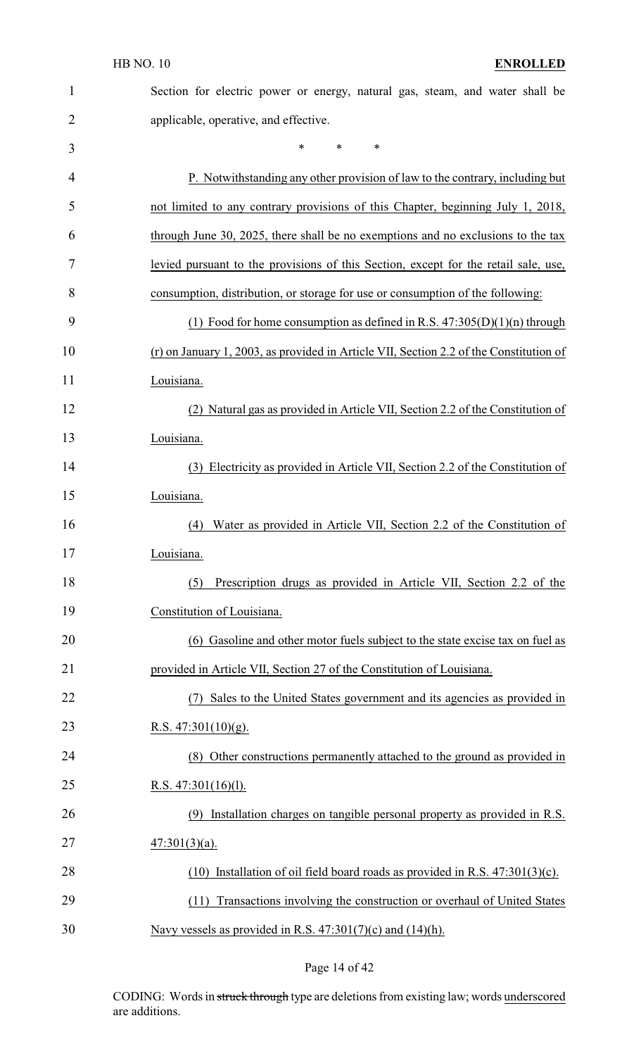Section for electric power or energy, natural gas, steam, and water shall be applicable, operative, and effective.

\* \* \*

P. Notwithstanding any other provision of law to the contrary, including but not limited to any contrary provisions of this Chapter, beginning July 1, 2018, through June 30, 2025, there shall be no exemptions and no exclusions to the tax levied pursuant to the provisions of this Section, except for the retail sale, use, consumption, distribution, or storage for use or consumption of the following:

(1) Food for home consumption as defined in R.S. 47:305(D)(1)(n) through (r) on January 1, 2003, as provided in Article VII, Section 2.2 of the Constitution of Louisiana.

(2) Natural gas as provided in Article VII, Section 2.2 of the Constitution of Louisiana.

(3) Electricity as provided in Article VII, Section 2.2 of the Constitution of Louisiana.

(4) Water as provided in Article VII, Section 2.2 of the Constitution of Louisiana.

(5) Prescription drugs as provided in Article VII, Section 2.2 of the Constitution of Louisiana.

(6) Gasoline and other motor fuels subject to the state excise tax on fuel as provided in Article VII, Section 27 of the Constitution of Louisiana.

(7) Sales to the United States government and its agencies as provided in R.S. 47:301(10)(g).

(8) Other constructions permanently attached to the ground as provided in R.S. 47:301(16)(l).

(9) Installation charges on tangible personal property as provided in R.S. 47:301(3)(a).

(10) Installation of oil field board roads as provided in R.S. 47:301(3)(c).

(11) Transactions involving the construction or overhaul of United States Navy vessels as provided in R.S. 47:301(7)(c) and (14)(h).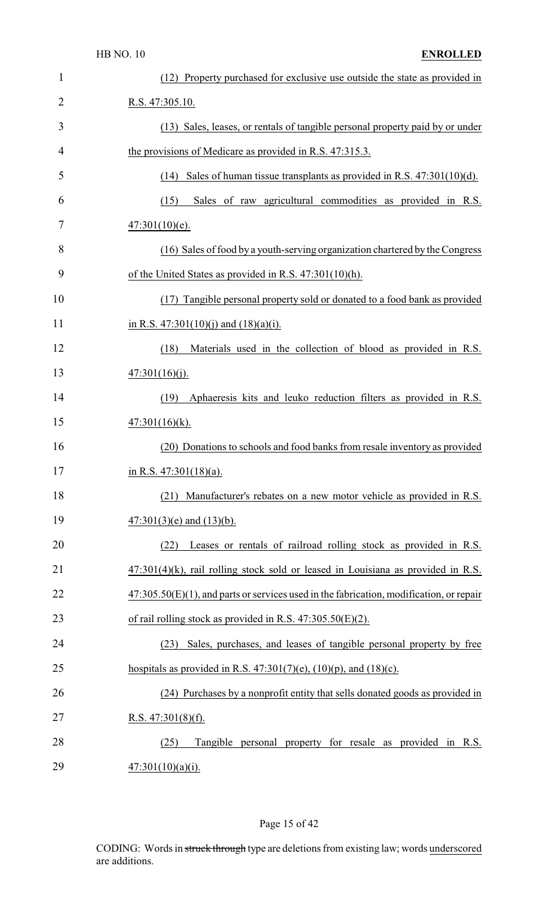(12) Property purchased for exclusive use outside the state as provided in R.S. 47:305.10.

(13) Sales, leases, or rentals of tangible personal property paid by or under the provisions of Medicare as provided in R.S. 47:315.3.

(14) Sales of human tissue transplants as provided in R.S. 47:301(10)(d).

(15) Sales of raw agricultural commodities as provided in R.S. 47:301(10)(e).

(16) Sales of food by a youth-serving organization chartered by the Congress of the United States as provided in R.S. 47:301(10)(h).

(17) Tangible personal property sold or donated to a food bank as provided in R.S. 47:301(10)(j) and (18)(a)(i).

(18) Materials used in the collection of blood as provided in R.S. 47:301(16)(j).

(19) Aphaeresis kits and leuko reduction filters as provided in R.S. 47:301(16)(k).

(20) Donations to schools and food banks from resale inventory as provided in R.S. 47:301(18)(a).

(21) Manufacturer's rebates on a new motor vehicle as provided in R.S. 47:301(3)(e) and (13)(b).

(22) Leases or rentals of railroad rolling stock as provided in R.S. 47:301(4)(k), rail rolling stock sold or leased in Louisiana as provided in R.S. 47:305.50(E)(1), and parts or services used in the fabrication, modification, or repair of rail rolling stock as provided in R.S. 47:305.50(E)(2).

(23) Sales, purchases, and leases of tangible personal property by free hospitals as provided in R.S. 47:301(7)(e), (10)(p), and (18)(c).

(24) Purchases by a nonprofit entity that sells donated goods as provided in R.S. 47:301(8)(f).

(25) Tangible personal property for resale as provided in R.S. 47:301(10)(a)(i).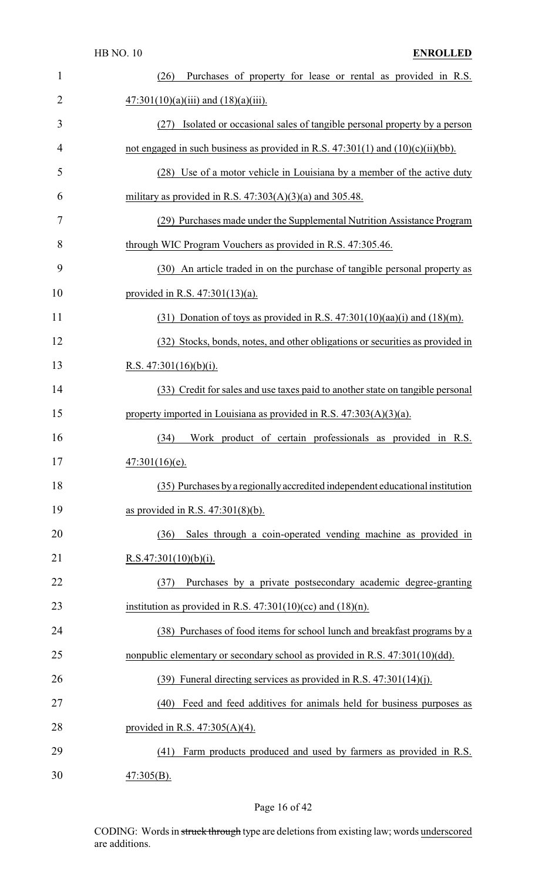(26) Purchases of property for lease or rental as provided in R.S. 47:301(10)(a)(iii) and (18)(a)(iii).

(27) Isolated or occasional sales of tangible personal property by a person not engaged in such business as provided in R.S. 47:301(1) and (10)(c)(ii)(bb).

(28) Use of a motor vehicle in Louisiana by a member of the active duty military as provided in R.S. 47:303(A)(3)(a) and 305.48.

(29) Purchases made under the Supplemental Nutrition Assistance Program through WIC Program Vouchers as provided in R.S. 47:305.46.

(30) An article traded in on the purchase of tangible personal property as provided in R.S. 47:301(13)(a).

(31) Donation of toys as provided in R.S. 47:301(10)(aa)(i) and (18)(m).

(32) Stocks, bonds, notes, and other obligations or securities as provided in R.S. 47:301(16)(b)(i).

(33) Credit for sales and use taxes paid to another state on tangible personal property imported in Louisiana as provided in R.S. 47:303(A)(3)(a).

(34) Work product of certain professionals as provided in R.S. 47:301(16)(e).

(35) Purchases by a regionally accredited independent educational institution as provided in R.S. 47:301(8)(b).

(36) Sales through a coin-operated vending machine as provided in R.S.47:301(10)(b)(i).

(37) Purchases by a private postsecondary academic degree-granting institution as provided in R.S. 47:301(10)(cc) and (18)(n).

(38) Purchases of food items for school lunch and breakfast programs by a nonpublic elementary or secondary school as provided in R.S. 47:301(10)(dd).

(39) Funeral directing services as provided in R.S. 47:301(14)(j).

(40) Feed and feed additives for animals held for business purposes as provided in R.S. 47:305(A)(4).

(41) Farm products produced and used by farmers as provided in R.S. 47:305(B).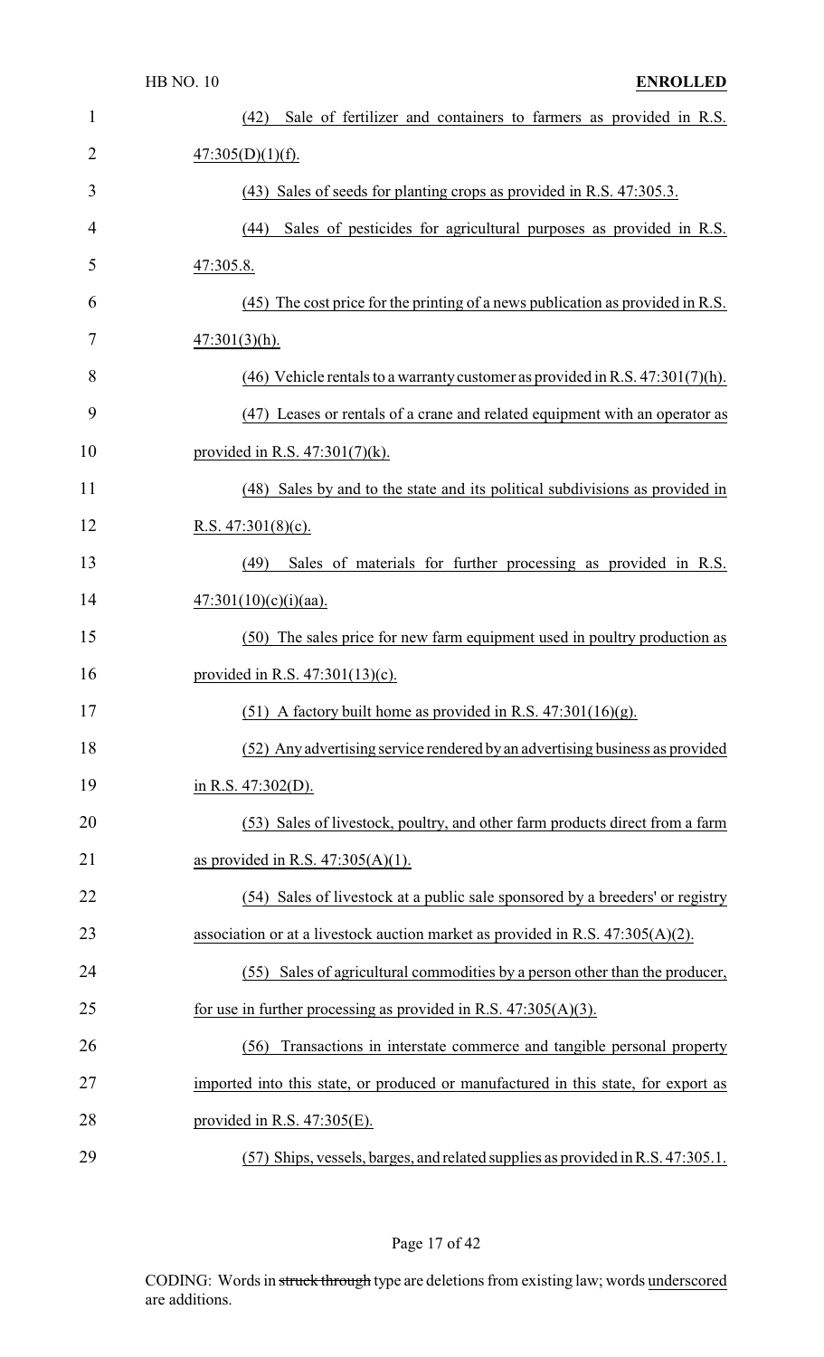(42) Sale of fertilizer and containers to farmers as provided in R.S. 47:305(D)(1)(f).

(43) Sales of seeds for planting crops as provided in R.S. 47:305.3.

(44) Sales of pesticides for agricultural purposes as provided in R.S. 47:305.8.

(45) The cost price for the printing of a news publication as provided in R.S. 47:301(3)(h).

(46) Vehicle rentals to a warranty customer as provided in R.S. 47:301(7)(h).

(47) Leases or rentals of a crane and related equipment with an operator as provided in R.S. 47:301(7)(k).

(48) Sales by and to the state and its political subdivisions as provided in R.S. 47:301(8)(c).

(49) Sales of materials for further processing as provided in R.S. 47:301(10)(c)(i)(aa).

(50) The sales price for new farm equipment used in poultry production as provided in R.S. 47:301(13)(c).

(51) A factory built home as provided in R.S. 47:301(16)(g).

(52) Any advertising service rendered by an advertising business as provided in R.S. 47:302(D).

(53) Sales of livestock, poultry, and other farm products direct from a farm as provided in R.S. 47:305(A)(1).

(54) Sales of livestock at a public sale sponsored by a breeders' or registry association or at a livestock auction market as provided in R.S. 47:305(A)(2).

(55) Sales of agricultural commodities by a person other than the producer, for use in further processing as provided in R.S. 47:305(A)(3).

(56) Transactions in interstate commerce and tangible personal property imported into this state, or produced or manufactured in this state, for export as provided in R.S. 47:305(E).

(57) Ships, vessels, barges, and related supplies as provided in R.S. 47:305.1.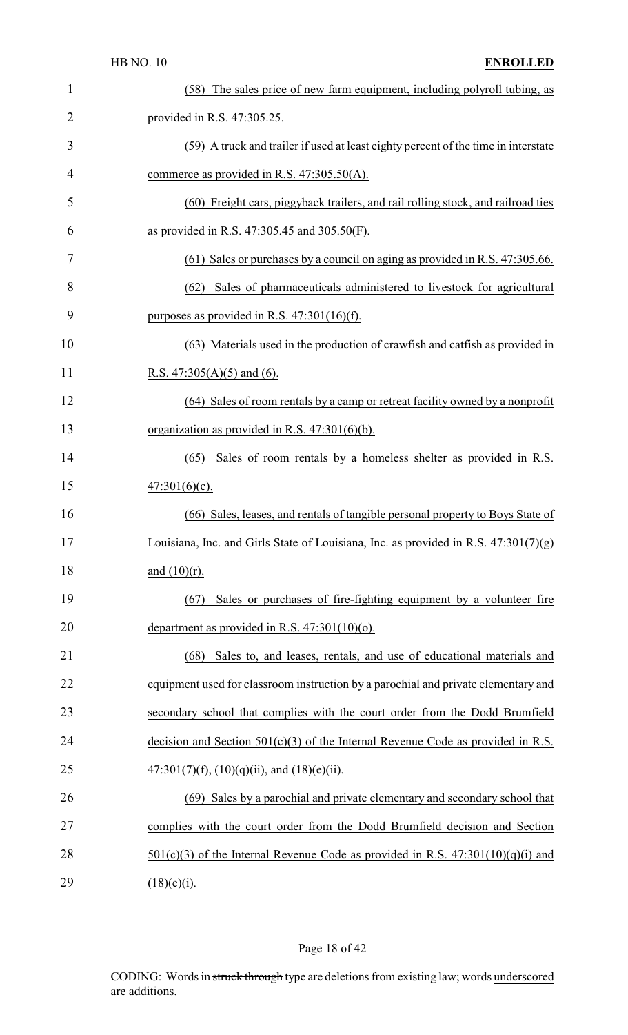(58) The sales price of new farm equipment, including polyroll tubing, as provided in R.S. 47:305.25.

(59) A truck and trailer if used at least eighty percent of the time in interstate commerce as provided in R.S. 47:305.50(A).

(60) Freight cars, piggyback trailers, and rail rolling stock, and railroad ties as provided in R.S. 47:305.45 and 305.50(F).

(61) Sales or purchases by a council on aging as provided in R.S. 47:305.66.

(62) Sales of pharmaceuticals administered to livestock for agricultural purposes as provided in R.S. 47:301(16)(f).

(63) Materials used in the production of crawfish and catfish as provided in R.S. 47:305(A)(5) and (6).

(64) Sales of room rentals by a camp or retreat facility owned by a nonprofit organization as provided in R.S. 47:301(6)(b).

(65) Sales of room rentals by a homeless shelter as provided in R.S. 47:301(6)(c).

(66) Sales, leases, and rentals of tangible personal property to Boys State of Louisiana, Inc. and Girls State of Louisiana, Inc. as provided in R.S. 47:301(7)(g) and (10)(r).

(67) Sales or purchases of fire-fighting equipment by a volunteer fire department as provided in R.S. 47:301(10)(o).

(68) Sales to, and leases, rentals, and use of educational materials and equipment used for classroom instruction by a parochial and private elementary and secondary school that complies with the court order from the Dodd Brumfield decision and Section 501(c)(3) of the Internal Revenue Code as provided in R.S. 47:301(7)(f), (10)(q)(ii), and (18)(e)(ii).

(69) Sales by a parochial and private elementary and secondary school that complies with the court order from the Dodd Brumfield decision and Section 501(c)(3) of the Internal Revenue Code as provided in R.S. 47:301(10)(q)(i) and (18)(e)(i).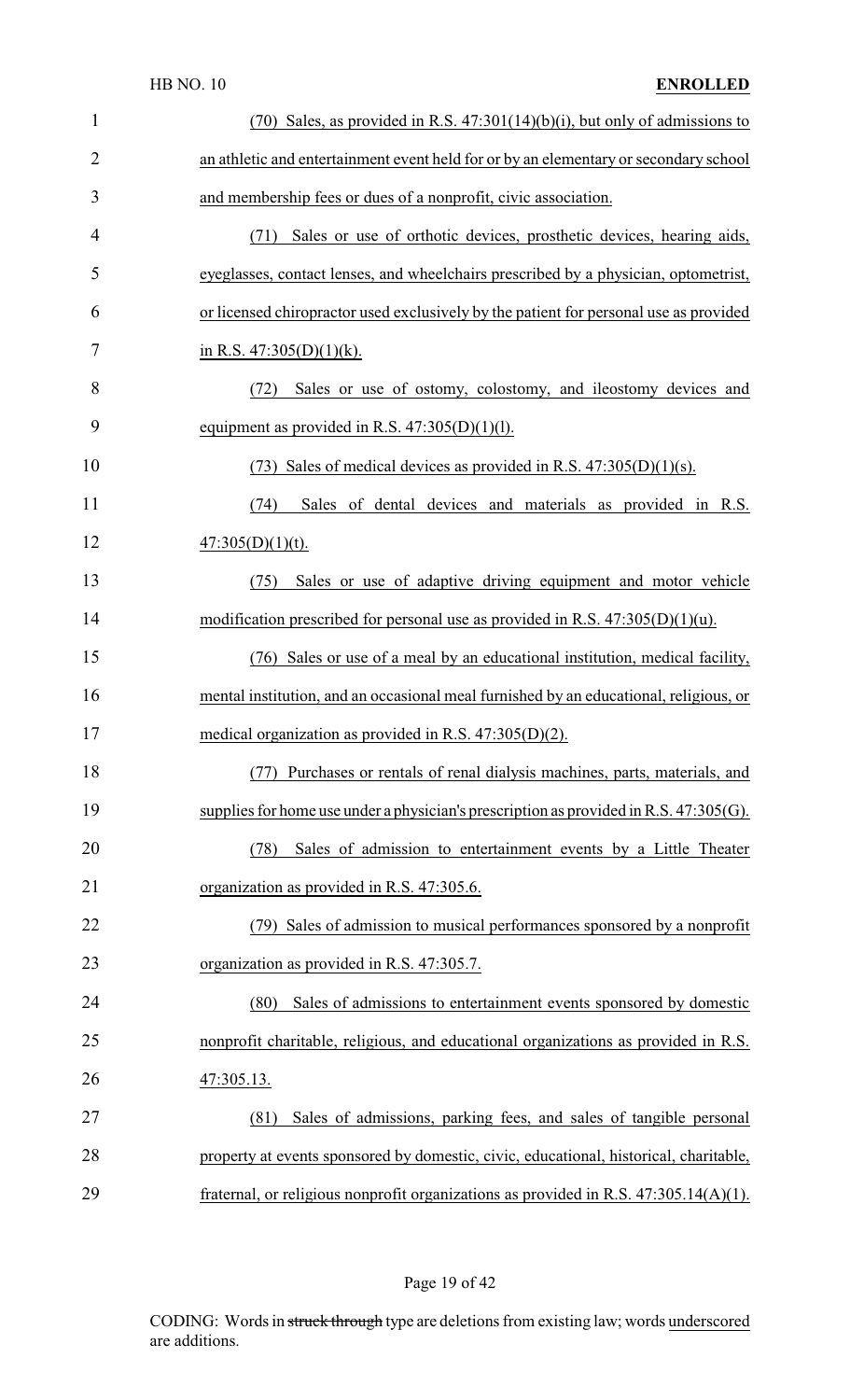(70) Sales, as provided in R.S. 47:301(14)(b)(i), but only of admissions to an athletic and entertainment event held for or by an elementary or secondary school and membership fees or dues of a nonprofit, civic association.

(71) Sales or use of orthotic devices, prosthetic devices, hearing aids, eyeglasses, contact lenses, and wheelchairs prescribed by a physician, optometrist, or licensed chiropractor used exclusively by the patient for personal use as provided in R.S. 47:305(D)(1)(k).

(72) Sales or use of ostomy, colostomy, and ileostomy devices and equipment as provided in R.S. 47:305(D)(1)(l).

(73) Sales of medical devices as provided in R.S. 47:305(D)(1)(s).

(74) Sales of dental devices and materials as provided in R.S. 47:305(D)(1)(t).

(75) Sales or use of adaptive driving equipment and motor vehicle modification prescribed for personal use as provided in R.S. 47:305(D)(1)(u).

(76) Sales or use of a meal by an educational institution, medical facility, mental institution, and an occasional meal furnished by an educational, religious, or medical organization as provided in R.S. 47:305(D)(2).

(77) Purchases or rentals of renal dialysis machines, parts, materials, and supplies for home use under a physician's prescription as provided in R.S. 47:305(G).

(78) Sales of admission to entertainment events by a Little Theater organization as provided in R.S. 47:305.6.

(79) Sales of admission to musical performances sponsored by a nonprofit organization as provided in R.S. 47:305.7.

(80) Sales of admissions to entertainment events sponsored by domestic nonprofit charitable, religious, and educational organizations as provided in R.S. 47:305.13.

(81) Sales of admissions, parking fees, and sales of tangible personal property at events sponsored by domestic, civic, educational, historical, charitable, fraternal, or religious nonprofit organizations as provided in R.S. 47:305.14(A)(1).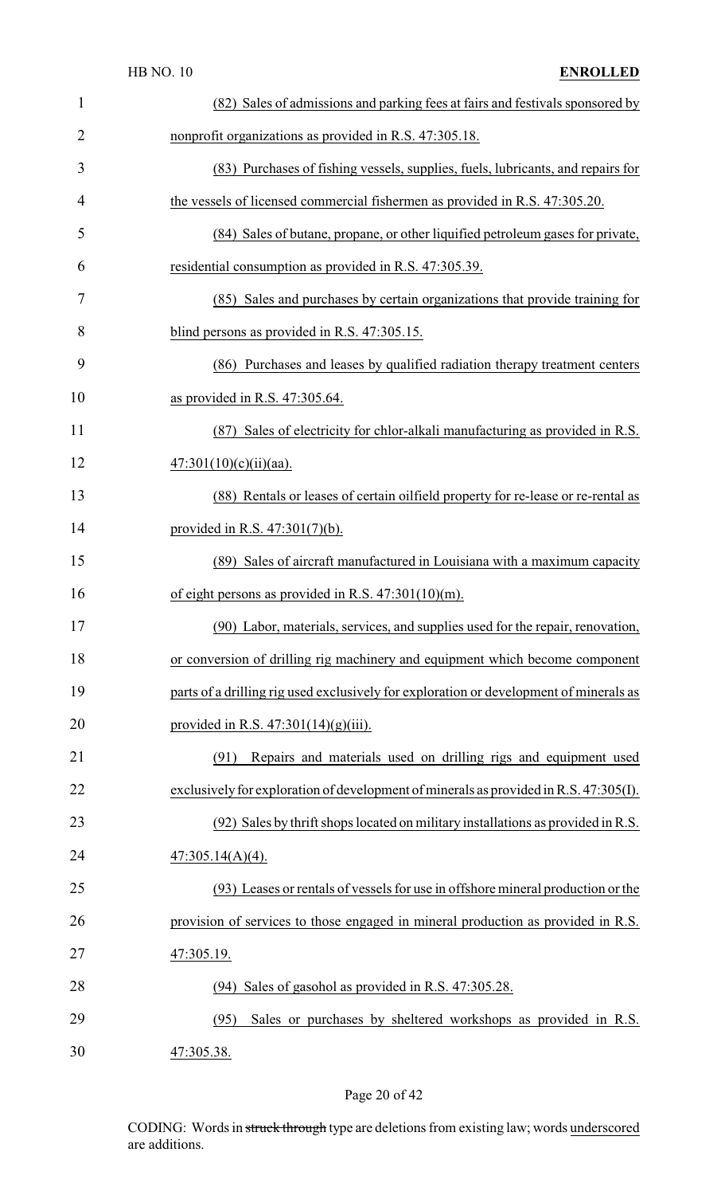(82) Sales of admissions and parking fees at fairs and festivals sponsored by nonprofit organizations as provided in R.S. 47:305.18.

(83) Purchases of fishing vessels, supplies, fuels, lubricants, and repairs for the vessels of licensed commercial fishermen as provided in R.S. 47:305.20.

(84) Sales of butane, propane, or other liquified petroleum gases for private, residential consumption as provided in R.S. 47:305.39.

(85) Sales and purchases by certain organizations that provide training for blind persons as provided in R.S. 47:305.15.

(86) Purchases and leases by qualified radiation therapy treatment centers as provided in R.S. 47:305.64.

(87) Sales of electricity for chlor-alkali manufacturing as provided in R.S. 47:301(10)(c)(ii)(aa).

(88) Rentals or leases of certain oilfield property for re-lease or re-rental as provided in R.S. 47:301(7)(b).

(89) Sales of aircraft manufactured in Louisiana with a maximum capacity of eight persons as provided in R.S. 47:301(10)(m).

(90) Labor, materials, services, and supplies used for the repair, renovation, or conversion of drilling rig machinery and equipment which become component parts of a drilling rig used exclusively for exploration or development of minerals as provided in R.S. 47:301(14)(g)(iii).

(91) Repairs and materials used on drilling rigs and equipment used exclusively for exploration of development of minerals as provided in R.S. 47:305(I).

(92) Sales by thrift shops located on military installations as provided in R.S. 47:305.14(A)(4).

(93) Leases or rentals of vessels for use in offshore mineral production or the provision of services to those engaged in mineral production as provided in R.S. 47:305.19.

(94) Sales of gasohol as provided in R.S. 47:305.28.

(95) Sales or purchases by sheltered workshops as provided in R.S. 47:305.38.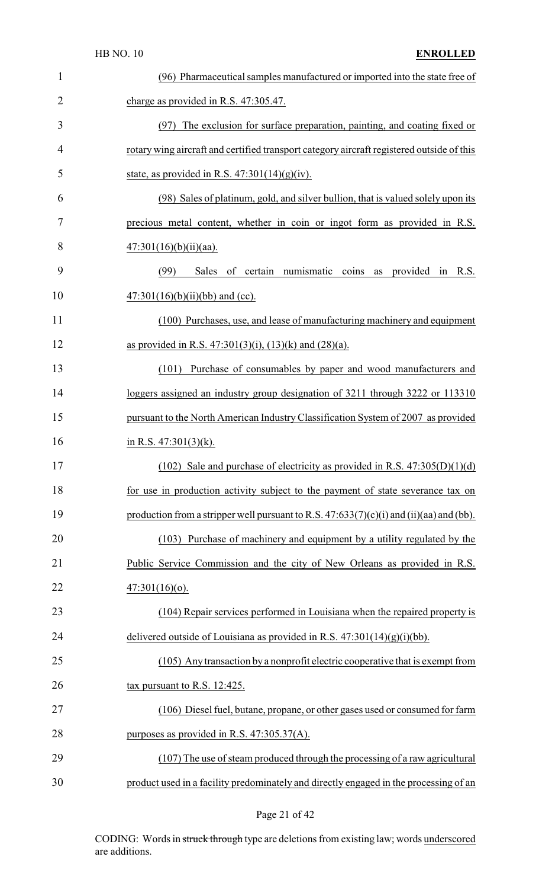(96) Pharmaceutical samples manufactured or imported into the state free of charge as provided in R.S. 47:305.47.

(97) The exclusion for surface preparation, painting, and coating fixed or rotary wing aircraft and certified transport category aircraft registered outside of this state, as provided in R.S. 47:301(14)(g)(iv).

(98) Sales of platinum, gold, and silver bullion, that is valued solely upon its precious metal content, whether in coin or ingot form as provided in R.S. 47:301(16)(b)(ii)(aa).

(99) Sales of certain numismatic coins as provided in R.S. 47:301(16)(b)(ii)(bb) and (cc).

(100) Purchases, use, and lease of manufacturing machinery and equipment as provided in R.S. 47:301(3)(i), (13)(k) and (28)(a).

(101) Purchase of consumables by paper and wood manufacturers and loggers assigned an industry group designation of 3211 through 3222 or 113310 pursuant to the North American Industry Classification System of 2007 as provided in R.S. 47:301(3)(k).

(102) Sale and purchase of electricity as provided in R.S. 47:305(D)(1)(d) for use in production activity subject to the payment of state severance tax on production from a stripper well pursuant to R.S. 47:633(7)(c)(i) and (ii)(aa) and (bb).

(103) Purchase of machinery and equipment by a utility regulated by the Public Service Commission and the city of New Orleans as provided in R.S. 47:301(16)(o).

(104) Repair services performed in Louisiana when the repaired property is delivered outside of Louisiana as provided in R.S. 47:301(14)(g)(i)(bb).

(105) Any transaction by a nonprofit electric cooperative that is exempt from tax pursuant to R.S. 12:425.

(106) Diesel fuel, butane, propane, or other gases used or consumed for farm purposes as provided in R.S. 47:305.37(A).

(107) The use of steam produced through the processing of a raw agricultural product used in a facility predominately and directly engaged in the processing of an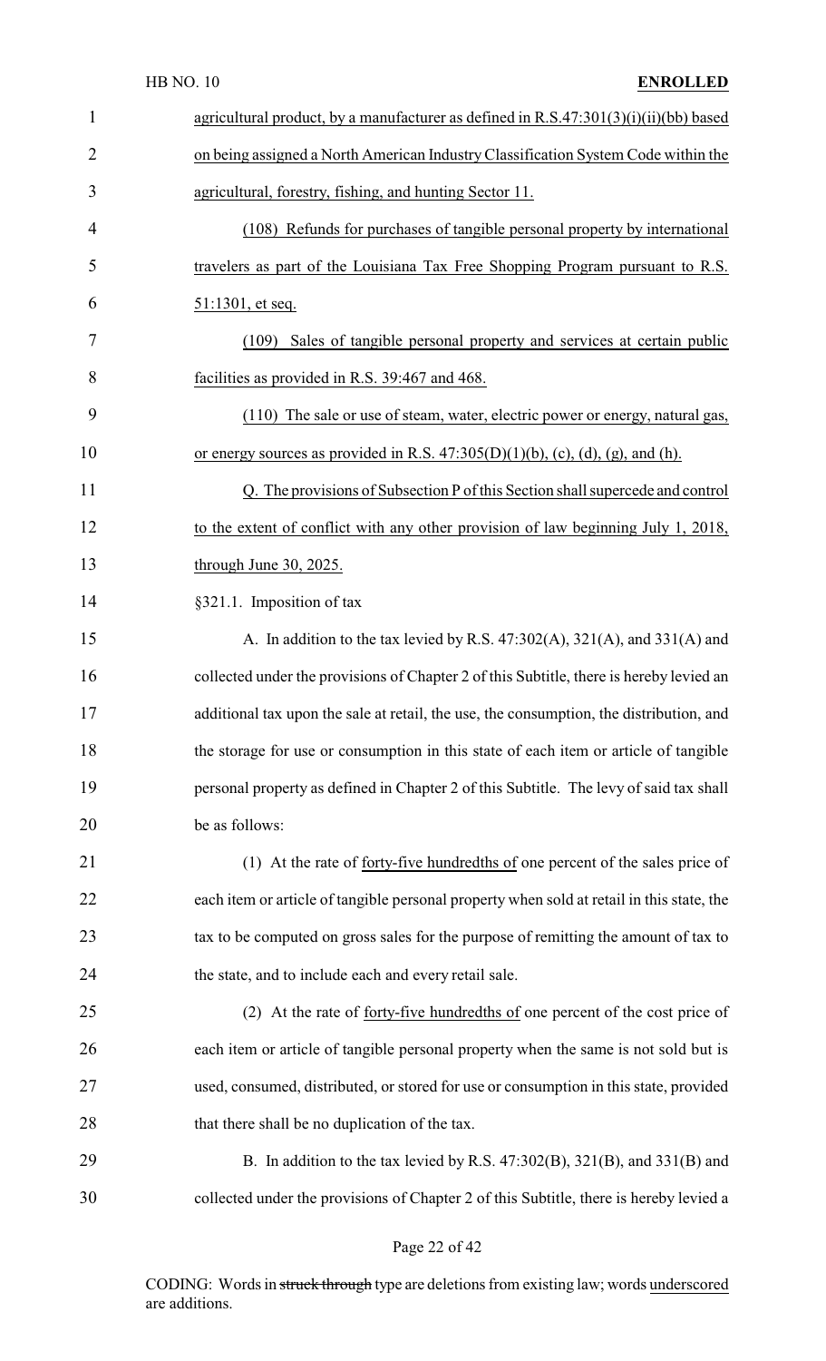agricultural product, by a manufacturer as defined in R.S.47:301(3)(i)(ii)(bb) based on being assigned a North American Industry Classification System Code within the agricultural, forestry, fishing, and hunting Sector 11.

(108) Refunds for purchases of tangible personal property by international travelers as part of the Louisiana Tax Free Shopping Program pursuant to R.S. 51:1301, et seq.

(109) Sales of tangible personal property and services at certain public facilities as provided in R.S. 39:467 and 468.

(110) The sale or use of steam, water, electric power or energy, natural gas, or energy sources as provided in R.S. 47:305(D)(1)(b), (c), (d), (g), and (h).

Q. The provisions of Subsection P of this Section shall supercede and control to the extent of conflict with any other provision of law beginning July 1, 2018, through June 30, 2025.

§321.1. Imposition of tax

A. In addition to the tax levied by R.S. 47:302(A), 321(A), and 331(A) and collected under the provisions of Chapter 2 of this Subtitle, there is hereby levied an additional tax upon the sale at retail, the use, the consumption, the distribution, and the storage for use or consumption in this state of each item or article of tangible personal property as defined in Chapter 2 of this Subtitle. The levy of said tax shall be as follows:

(1) At the rate of forty-five hundredths of one percent of the sales price of each item or article of tangible personal property when sold at retail in this state, the tax to be computed on gross sales for the purpose of remitting the amount of tax to the state, and to include each and every retail sale.

(2) At the rate of forty-five hundredths of one percent of the cost price of each item or article of tangible personal property when the same is not sold but is used, consumed, distributed, or stored for use or consumption in this state, provided that there shall be no duplication of the tax.

B. In addition to the tax levied by R.S. 47:302(B), 321(B), and 331(B) and collected under the provisions of Chapter 2 of this Subtitle, there is hereby levied a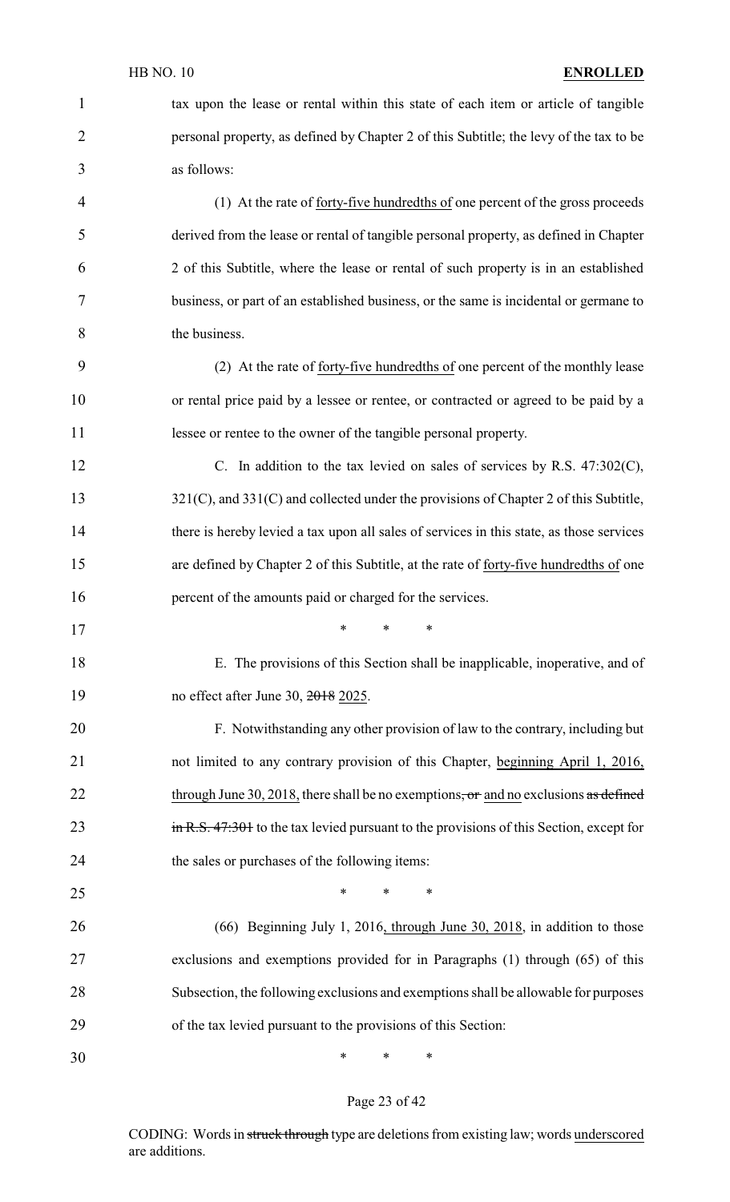tax upon the lease or rental within this state of each item or article of tangible personal property, as defined by Chapter 2 of this Subtitle; the levy of the tax to be as follows:

(1) At the rate of <u>forty-five hundredths of</u> one percent of the gross proceeds derived from the lease or rental of tangible personal property, as defined in Chapter 2 of this Subtitle, where the lease or rental of such property is in an established business, or part of an established business, or the same is incidental or germane to the business.

(2) At the rate of <u>forty-five hundredths of</u> one percent of the monthly lease or rental price paid by a lessee or rentee, or contracted or agreed to be paid by a lessee or rentee to the owner of the tangible personal property.

C. In addition to the tax levied on sales of services by R.S. 47:302(C), 321(C), and 331(C) and collected under the provisions of Chapter 2 of this Subtitle, there is hereby levied a tax upon all sales of services in this state, as those services are defined by Chapter 2 of this Subtitle, at the rate of <u>forty-five hundredths of</u> one percent of the amounts paid or charged for the services.

\* \* \*

E. The provisions of this Section shall be inapplicable, inoperative, and of no effect after June 30, ~~2018~~ <u>2025</u>.

F. Notwithstanding any other provision of law to the contrary, including but not limited to any contrary provision of this Chapter, <u>beginning April 1, 2016, through June 30, 2018,</u> there shall be no exemptions~~, or~~ <u>and no</u> exclusions ~~as defined in R.S. 47:301~~ to the tax levied pursuant to the provisions of this Section, except for the sales or purchases of the following items:

\* \* \*

(66) Beginning July 1, 2016<u>, through June 30, 2018</u>, in addition to those exclusions and exemptions provided for in Paragraphs (1) through (65) of this Subsection, the following exclusions and exemptions shall be allowable for purposes of the tax levied pursuant to the provisions of this Section:

\* \* \*

CODING: Words in ~~struck through~~ type are deletions from existing law; words <u>underscored</u> are additions.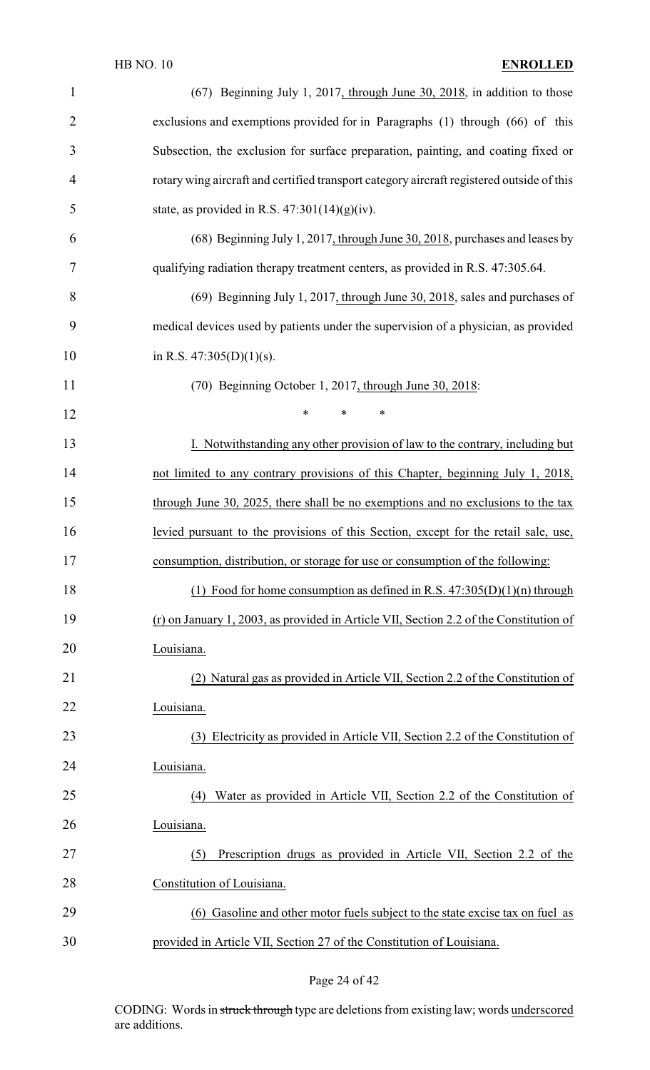(67) Beginning July 1, 2017, through June 30, 2018, in addition to those exclusions and exemptions provided for in Paragraphs (1) through (66) of this Subsection, the exclusion for surface preparation, painting, and coating fixed or rotary wing aircraft and certified transport category aircraft registered outside of this state, as provided in R.S. 47:301(14)(g)(iv).

(68) Beginning July 1, 2017, through June 30, 2018, purchases and leases by qualifying radiation therapy treatment centers, as provided in R.S. 47:305.64.

(69) Beginning July 1, 2017, through June 30, 2018, sales and purchases of medical devices used by patients under the supervision of a physician, as provided in R.S. 47:305(D)(1)(s).

(70) Beginning October 1, 2017, through June 30, 2018:

\* \* \*

I. Notwithstanding any other provision of law to the contrary, including but not limited to any contrary provisions of this Chapter, beginning July 1, 2018, through June 30, 2025, there shall be no exemptions and no exclusions to the tax levied pursuant to the provisions of this Section, except for the retail sale, use, consumption, distribution, or storage for use or consumption of the following:

(1) Food for home consumption as defined in R.S. 47:305(D)(1)(n) through (r) on January 1, 2003, as provided in Article VII, Section 2.2 of the Constitution of Louisiana.

(2) Natural gas as provided in Article VII, Section 2.2 of the Constitution of Louisiana.

(3) Electricity as provided in Article VII, Section 2.2 of the Constitution of Louisiana.

(4) Water as provided in Article VII, Section 2.2 of the Constitution of Louisiana.

(5) Prescription drugs as provided in Article VII, Section 2.2 of the Constitution of Louisiana.

(6) Gasoline and other motor fuels subject to the state excise tax on fuel as provided in Article VII, Section 27 of the Constitution of Louisiana.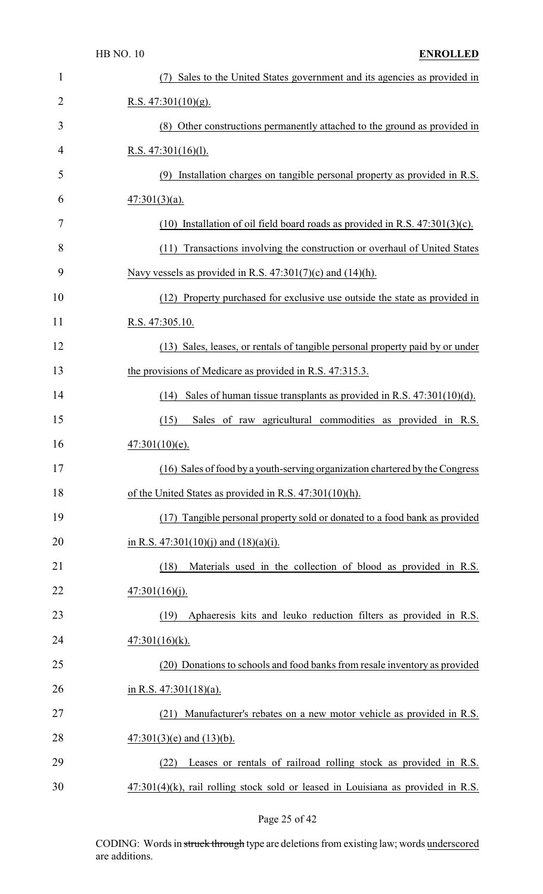(7) Sales to the United States government and its agencies as provided in R.S. 47:301(10)(g).

(8) Other constructions permanently attached to the ground as provided in R.S. 47:301(16)(l).

(9) Installation charges on tangible personal property as provided in R.S. 47:301(3)(a).

(10) Installation of oil field board roads as provided in R.S. 47:301(3)(c).

(11) Transactions involving the construction or overhaul of United States Navy vessels as provided in R.S. 47:301(7)(c) and (14)(h).

(12) Property purchased for exclusive use outside the state as provided in R.S. 47:305.10.

(13) Sales, leases, or rentals of tangible personal property paid by or under the provisions of Medicare as provided in R.S. 47:315.3.

(14) Sales of human tissue transplants as provided in R.S. 47:301(10)(d).

(15) Sales of raw agricultural commodities as provided in R.S. 47:301(10)(e).

(16) Sales of food by a youth-serving organization chartered by the Congress of the United States as provided in R.S. 47:301(10)(h).

(17) Tangible personal property sold or donated to a food bank as provided in R.S. 47:301(10)(j) and (18)(a)(i).

(18) Materials used in the collection of blood as provided in R.S. 47:301(16)(j).

(19) Aphaeresis kits and leuko reduction filters as provided in R.S. 47:301(16)(k).

(20) Donations to schools and food banks from resale inventory as provided in R.S. 47:301(18)(a).

(21) Manufacturer's rebates on a new motor vehicle as provided in R.S. 47:301(3)(e) and (13)(b).

(22) Leases or rentals of railroad rolling stock as provided in R.S. 47:301(4)(k), rail rolling stock sold or leased in Louisiana as provided in R.S.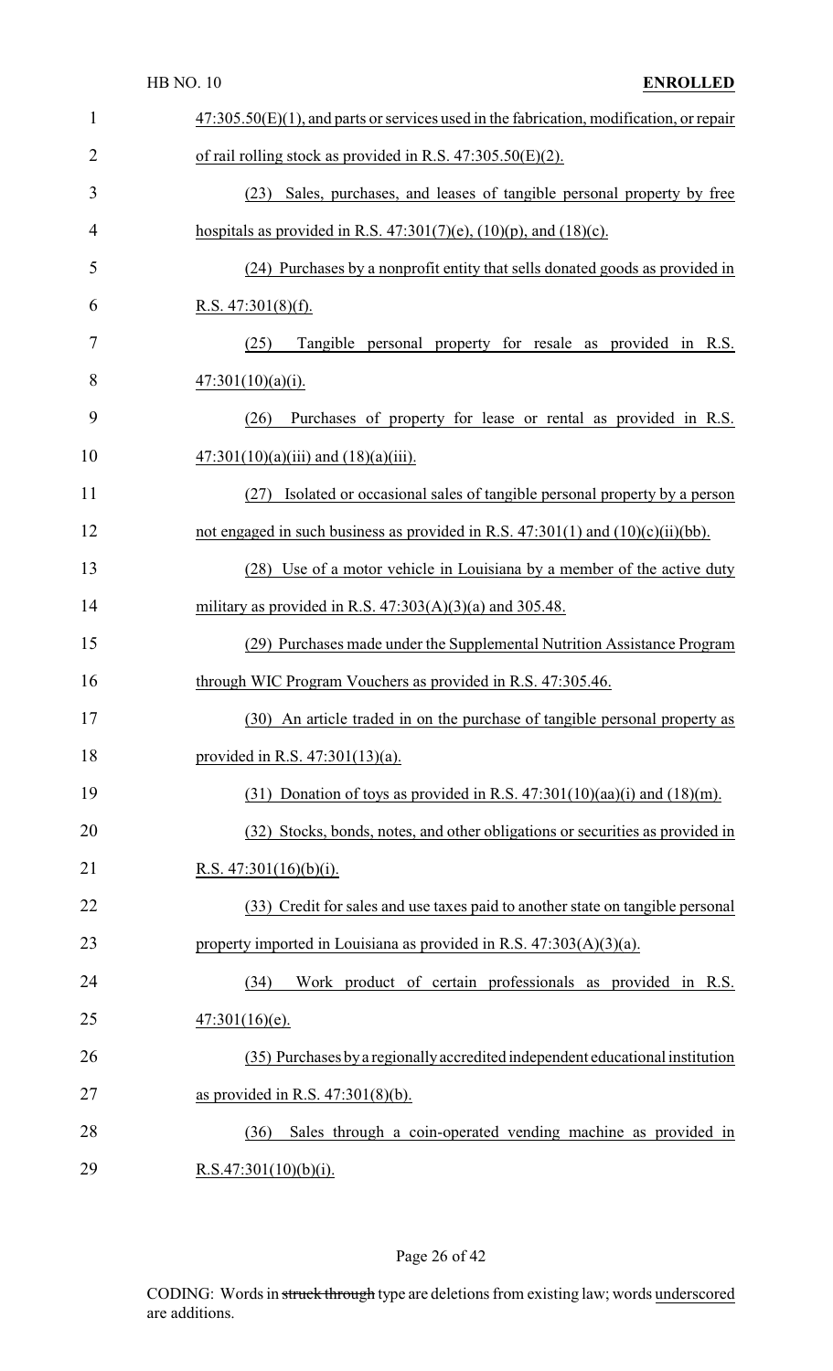47:305.50(E)(1), and parts or services used in the fabrication, modification, or repair of rail rolling stock as provided in R.S. 47:305.50(E)(2).

(23) Sales, purchases, and leases of tangible personal property by free hospitals as provided in R.S. 47:301(7)(e), (10)(p), and (18)(c).

(24) Purchases by a nonprofit entity that sells donated goods as provided in R.S. 47:301(8)(f).

(25) Tangible personal property for resale as provided in R.S. 47:301(10)(a)(i).

(26) Purchases of property for lease or rental as provided in R.S. 47:301(10)(a)(iii) and (18)(a)(iii).

(27) Isolated or occasional sales of tangible personal property by a person not engaged in such business as provided in R.S. 47:301(1) and (10)(c)(ii)(bb).

(28) Use of a motor vehicle in Louisiana by a member of the active duty military as provided in R.S. 47:303(A)(3)(a) and 305.48.

(29) Purchases made under the Supplemental Nutrition Assistance Program through WIC Program Vouchers as provided in R.S. 47:305.46.

(30) An article traded in on the purchase of tangible personal property as provided in R.S. 47:301(13)(a).

(31) Donation of toys as provided in R.S. 47:301(10)(aa)(i) and (18)(m).

(32) Stocks, bonds, notes, and other obligations or securities as provided in R.S. 47:301(16)(b)(i).

(33) Credit for sales and use taxes paid to another state on tangible personal property imported in Louisiana as provided in R.S. 47:303(A)(3)(a).

(34) Work product of certain professionals as provided in R.S. 47:301(16)(e).

(35) Purchases by a regionally accredited independent educational institution as provided in R.S. 47:301(8)(b).

(36) Sales through a coin-operated vending machine as provided in R.S.47:301(10)(b)(i).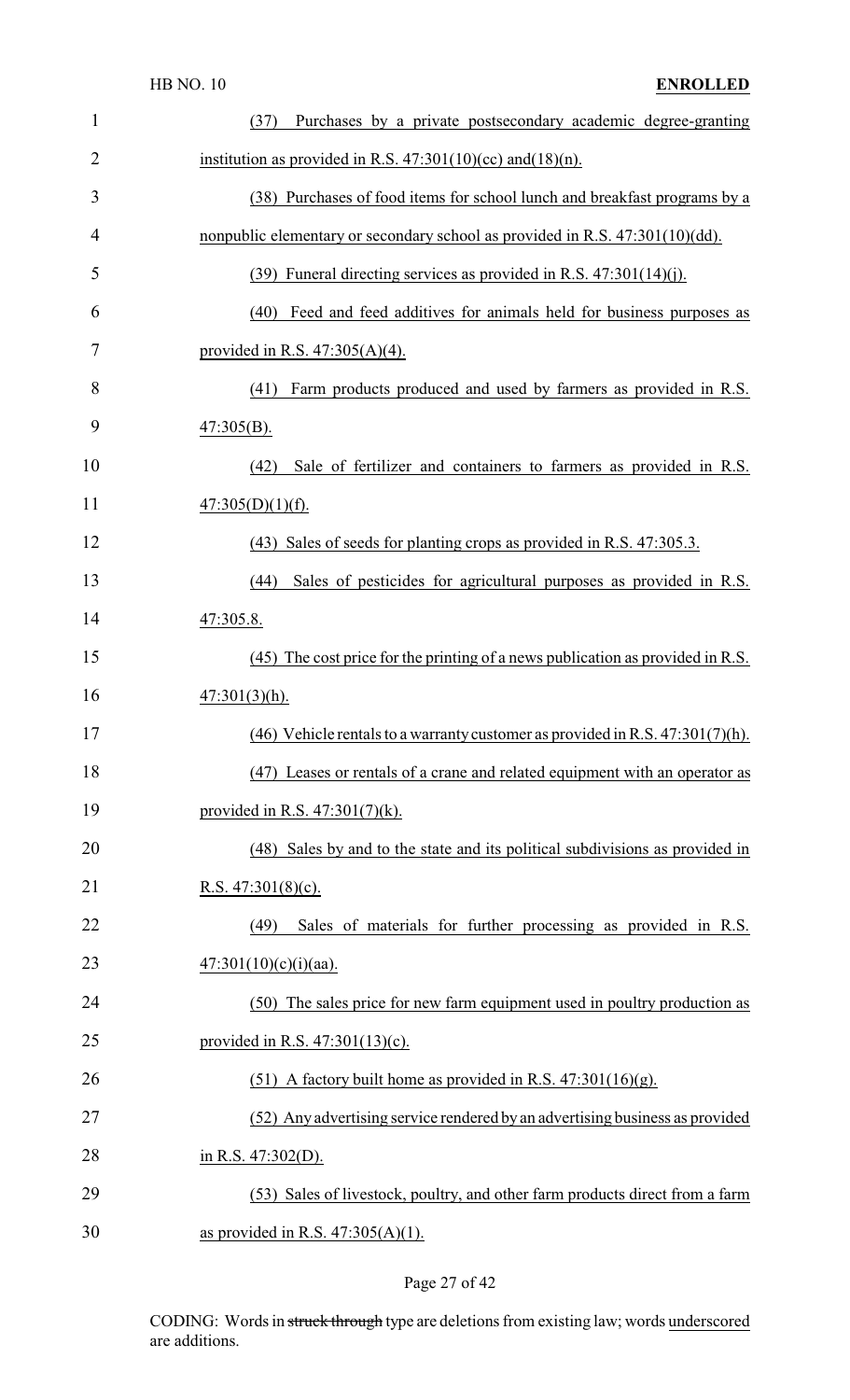(37) Purchases by a private postsecondary academic degree-granting institution as provided in R.S. 47:301(10)(cc) and(18)(n).

(38) Purchases of food items for school lunch and breakfast programs by a nonpublic elementary or secondary school as provided in R.S. 47:301(10)(dd).

(39) Funeral directing services as provided in R.S. 47:301(14)(j).

(40) Feed and feed additives for animals held for business purposes as provided in R.S. 47:305(A)(4).

(41) Farm products produced and used by farmers as provided in R.S. 47:305(B).

(42) Sale of fertilizer and containers to farmers as provided in R.S. 47:305(D)(1)(f).

(43) Sales of seeds for planting crops as provided in R.S. 47:305.3.

(44) Sales of pesticides for agricultural purposes as provided in R.S. 47:305.8.

(45) The cost price for the printing of a news publication as provided in R.S. 47:301(3)(h).

(46) Vehicle rentals to a warranty customer as provided in R.S. 47:301(7)(h).

(47) Leases or rentals of a crane and related equipment with an operator as provided in R.S. 47:301(7)(k).

(48) Sales by and to the state and its political subdivisions as provided in R.S. 47:301(8)(c).

(49) Sales of materials for further processing as provided in R.S. 47:301(10)(c)(i)(aa).

(50) The sales price for new farm equipment used in poultry production as provided in R.S. 47:301(13)(c).

(51) A factory built home as provided in R.S. 47:301(16)(g).

(52) Any advertising service rendered by an advertising business as provided in R.S. 47:302(D).

(53) Sales of livestock, poultry, and other farm products direct from a farm as provided in R.S. 47:305(A)(1).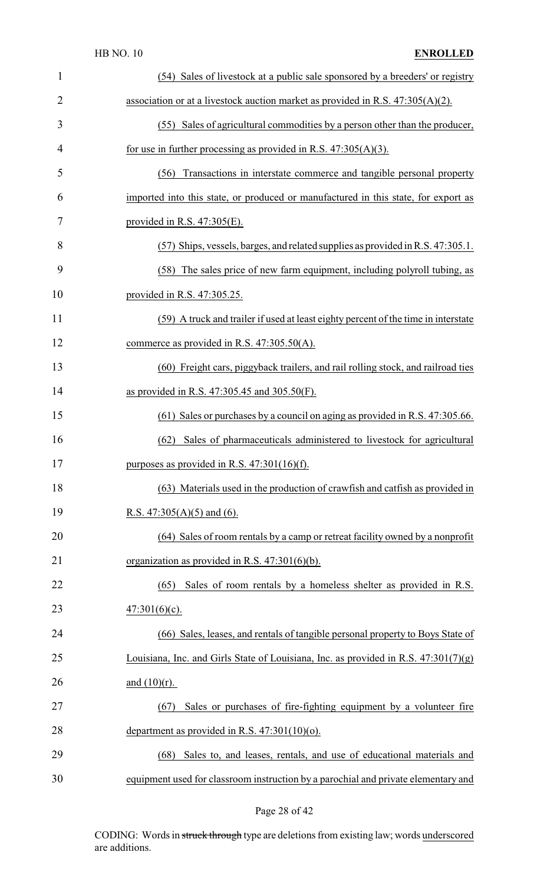(54) Sales of livestock at a public sale sponsored by a breeders' or registry association or at a livestock auction market as provided in R.S. 47:305(A)(2).

(55) Sales of agricultural commodities by a person other than the producer, for use in further processing as provided in R.S. 47:305(A)(3).

(56) Transactions in interstate commerce and tangible personal property imported into this state, or produced or manufactured in this state, for export as provided in R.S. 47:305(E).

(57) Ships, vessels, barges, and related supplies as provided in R.S. 47:305.1.

(58) The sales price of new farm equipment, including polyroll tubing, as provided in R.S. 47:305.25.

(59) A truck and trailer if used at least eighty percent of the time in interstate commerce as provided in R.S. 47:305.50(A).

(60) Freight cars, piggyback trailers, and rail rolling stock, and railroad ties as provided in R.S. 47:305.45 and 305.50(F).

(61) Sales or purchases by a council on aging as provided in R.S. 47:305.66.

(62) Sales of pharmaceuticals administered to livestock for agricultural purposes as provided in R.S. 47:301(16)(f).

(63) Materials used in the production of crawfish and catfish as provided in R.S. 47:305(A)(5) and (6).

(64) Sales of room rentals by a camp or retreat facility owned by a nonprofit organization as provided in R.S. 47:301(6)(b).

(65) Sales of room rentals by a homeless shelter as provided in R.S. 47:301(6)(c).

(66) Sales, leases, and rentals of tangible personal property to Boys State of Louisiana, Inc. and Girls State of Louisiana, Inc. as provided in R.S. 47:301(7)(g) and (10)(r).

(67) Sales or purchases of fire-fighting equipment by a volunteer fire department as provided in R.S. 47:301(10)(o).

(68) Sales to, and leases, rentals, and use of educational materials and equipment used for classroom instruction by a parochial and private elementary and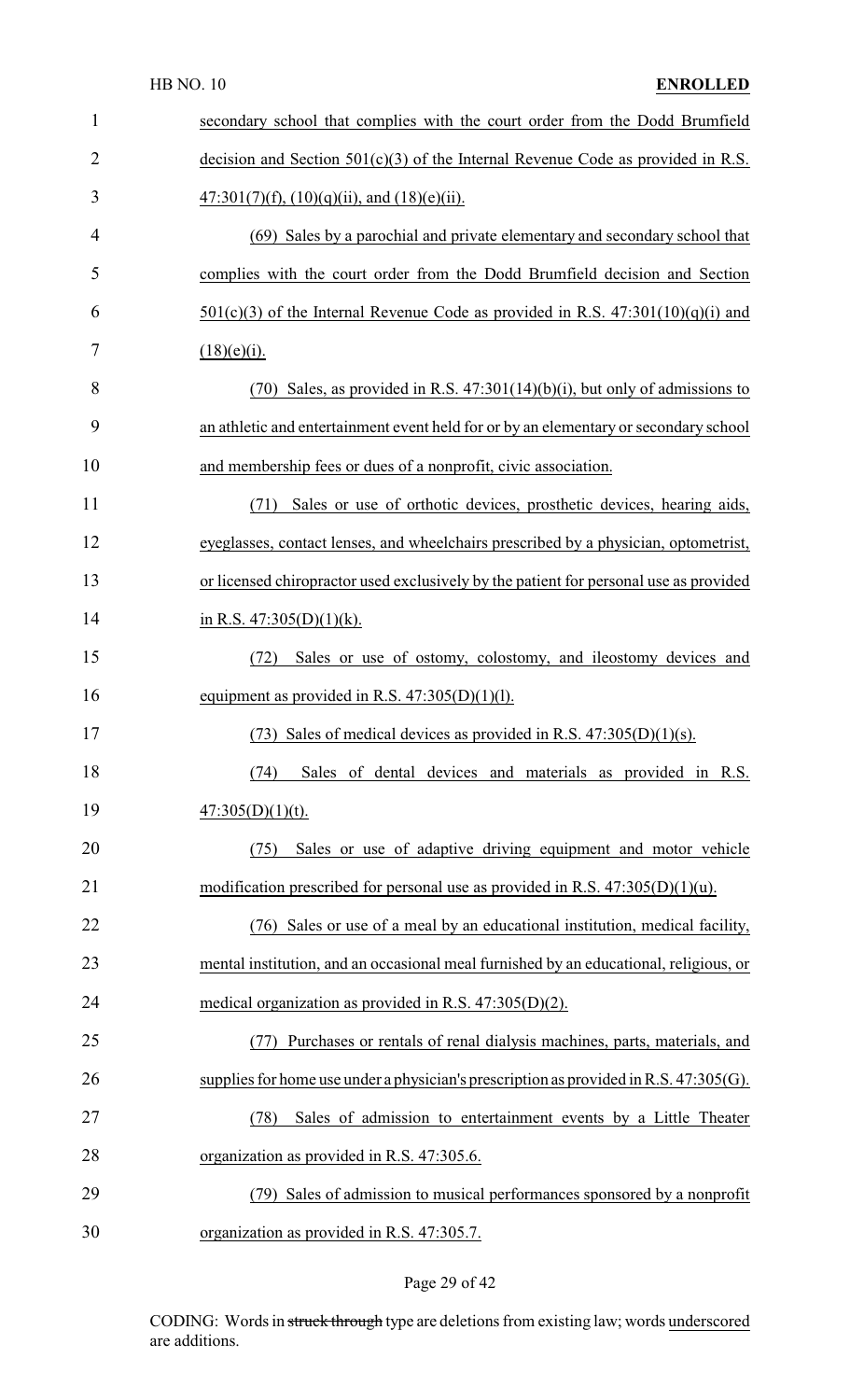secondary school that complies with the court order from the Dodd Brumfield decision and Section 501(c)(3) of the Internal Revenue Code as provided in R.S. 47:301(7)(f), (10)(q)(ii), and (18)(e)(ii).

(69) Sales by a parochial and private elementary and secondary school that complies with the court order from the Dodd Brumfield decision and Section 501(c)(3) of the Internal Revenue Code as provided in R.S. 47:301(10)(q)(i) and (18)(e)(i).

(70) Sales, as provided in R.S. 47:301(14)(b)(i), but only of admissions to an athletic and entertainment event held for or by an elementary or secondary school and membership fees or dues of a nonprofit, civic association.

(71) Sales or use of orthotic devices, prosthetic devices, hearing aids, eyeglasses, contact lenses, and wheelchairs prescribed by a physician, optometrist, or licensed chiropractor used exclusively by the patient for personal use as provided in R.S. 47:305(D)(1)(k).

(72) Sales or use of ostomy, colostomy, and ileostomy devices and equipment as provided in R.S. 47:305(D)(1)(l).

(73) Sales of medical devices as provided in R.S. 47:305(D)(1)(s).

(74) Sales of dental devices and materials as provided in R.S. 47:305(D)(1)(t).

(75) Sales or use of adaptive driving equipment and motor vehicle modification prescribed for personal use as provided in R.S. 47:305(D)(1)(u).

(76) Sales or use of a meal by an educational institution, medical facility, mental institution, and an occasional meal furnished by an educational, religious, or medical organization as provided in R.S. 47:305(D)(2).

(77) Purchases or rentals of renal dialysis machines, parts, materials, and supplies for home use under a physician's prescription as provided in R.S. 47:305(G).

(78) Sales of admission to entertainment events by a Little Theater organization as provided in R.S. 47:305.6.

(79) Sales of admission to musical performances sponsored by a nonprofit organization as provided in R.S. 47:305.7.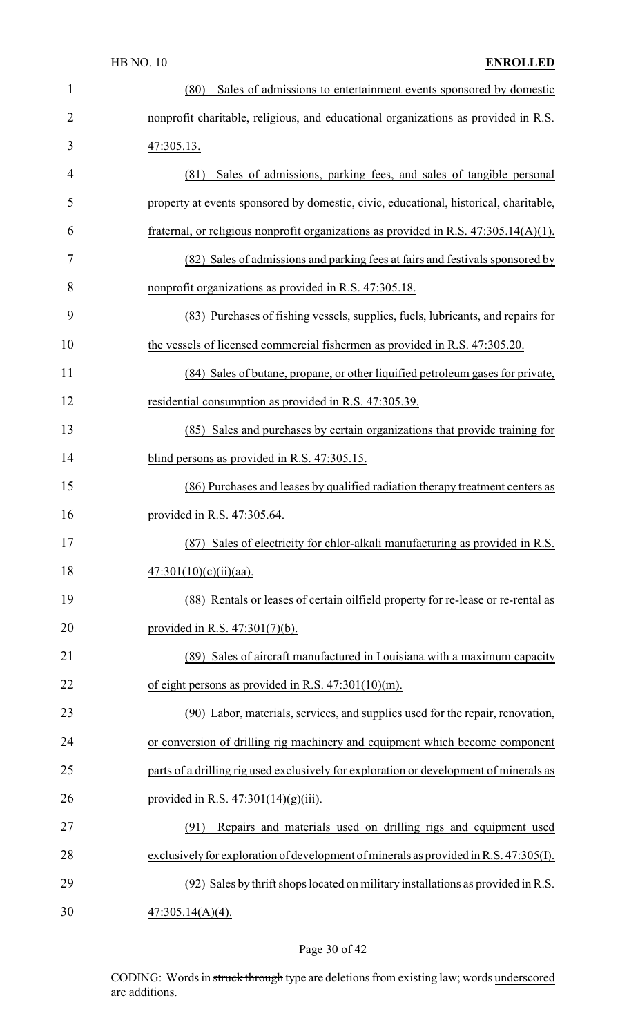(80) Sales of admissions to entertainment events sponsored by domestic nonprofit charitable, religious, and educational organizations as provided in R.S. 47:305.13.

(81) Sales of admissions, parking fees, and sales of tangible personal property at events sponsored by domestic, civic, educational, historical, charitable, fraternal, or religious nonprofit organizations as provided in R.S. 47:305.14(A)(1).

(82) Sales of admissions and parking fees at fairs and festivals sponsored by nonprofit organizations as provided in R.S. 47:305.18.

(83) Purchases of fishing vessels, supplies, fuels, lubricants, and repairs for the vessels of licensed commercial fishermen as provided in R.S. 47:305.20.

(84) Sales of butane, propane, or other liquified petroleum gases for private, residential consumption as provided in R.S. 47:305.39.

(85) Sales and purchases by certain organizations that provide training for blind persons as provided in R.S. 47:305.15.

(86) Purchases and leases by qualified radiation therapy treatment centers as provided in R.S. 47:305.64.

(87) Sales of electricity for chlor-alkali manufacturing as provided in R.S. 47:301(10)(c)(ii)(aa).

(88) Rentals or leases of certain oilfield property for re-lease or re-rental as provided in R.S. 47:301(7)(b).

(89) Sales of aircraft manufactured in Louisiana with a maximum capacity of eight persons as provided in R.S. 47:301(10)(m).

(90) Labor, materials, services, and supplies used for the repair, renovation, or conversion of drilling rig machinery and equipment which become component parts of a drilling rig used exclusively for exploration or development of minerals as provided in R.S. 47:301(14)(g)(iii).

(91) Repairs and materials used on drilling rigs and equipment used exclusively for exploration of development of minerals as provided in R.S. 47:305(I).

(92) Sales by thrift shops located on military installations as provided in R.S. 47:305.14(A)(4).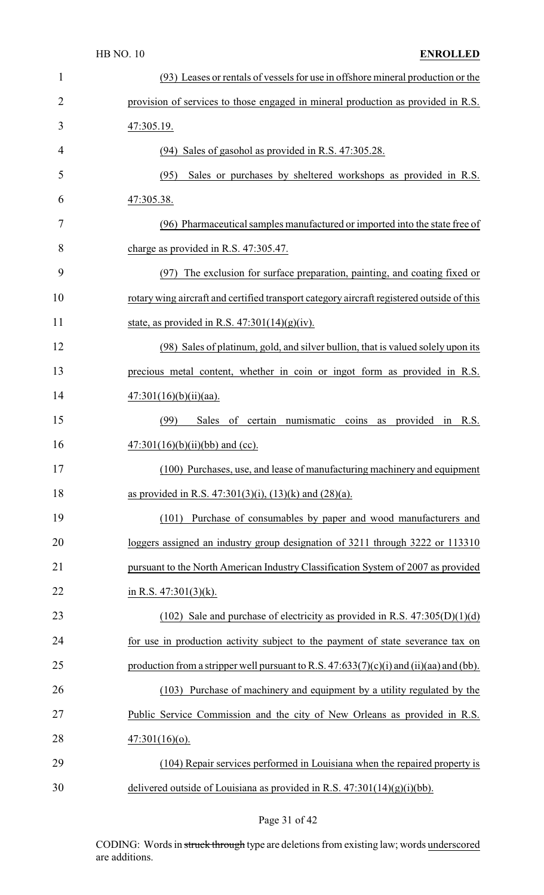(93) Leases or rentals of vessels for use in offshore mineral production or the provision of services to those engaged in mineral production as provided in R.S. 47:305.19.

(94) Sales of gasohol as provided in R.S. 47:305.28.

(95) Sales or purchases by sheltered workshops as provided in R.S. 47:305.38.

(96) Pharmaceutical samples manufactured or imported into the state free of charge as provided in R.S. 47:305.47.

(97) The exclusion for surface preparation, painting, and coating fixed or rotary wing aircraft and certified transport category aircraft registered outside of this state, as provided in R.S. 47:301(14)(g)(iv).

(98) Sales of platinum, gold, and silver bullion, that is valued solely upon its precious metal content, whether in coin or ingot form as provided in R.S. 47:301(16)(b)(ii)(aa).

(99) Sales of certain numismatic coins as provided in R.S. 47:301(16)(b)(ii)(bb) and (cc).

(100) Purchases, use, and lease of manufacturing machinery and equipment as provided in R.S. 47:301(3)(i), (13)(k) and (28)(a).

(101) Purchase of consumables by paper and wood manufacturers and loggers assigned an industry group designation of 3211 through 3222 or 113310 pursuant to the North American Industry Classification System of 2007 as provided in R.S. 47:301(3)(k).

(102) Sale and purchase of electricity as provided in R.S. 47:305(D)(1)(d) for use in production activity subject to the payment of state severance tax on production from a stripper well pursuant to R.S. 47:633(7)(c)(i) and (ii)(aa) and (bb).

(103) Purchase of machinery and equipment by a utility regulated by the Public Service Commission and the city of New Orleans as provided in R.S. 47:301(16)(o).

(104) Repair services performed in Louisiana when the repaired property is delivered outside of Louisiana as provided in R.S. 47:301(14)(g)(i)(bb).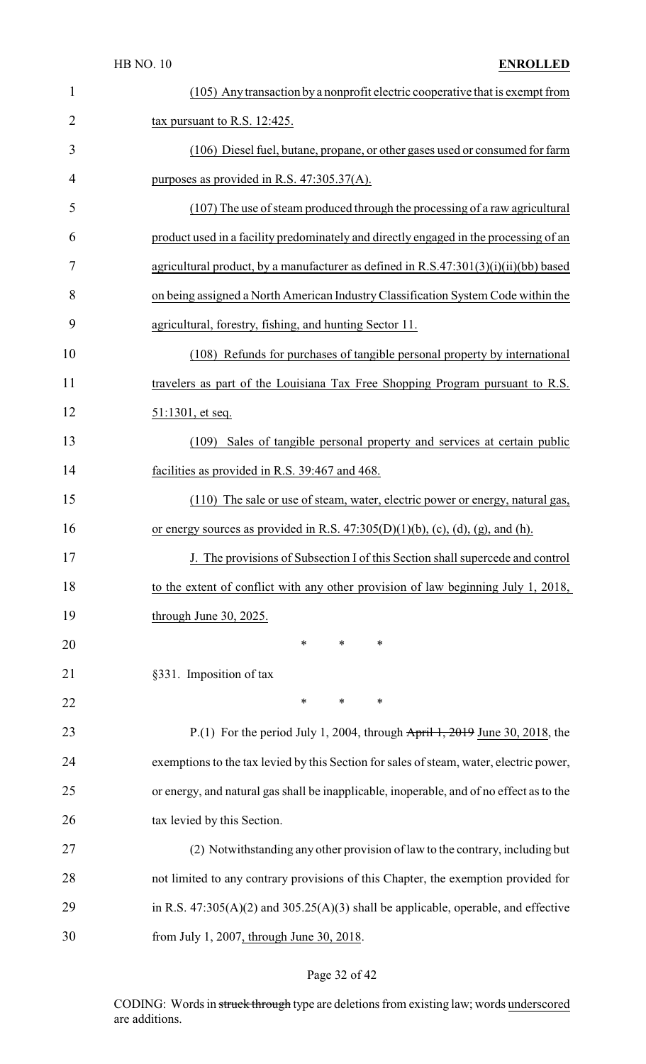(105) Any transaction by a nonprofit electric cooperative that is exempt from tax pursuant to R.S. 12:425.

(106) Diesel fuel, butane, propane, or other gases used or consumed for farm purposes as provided in R.S. 47:305.37(A).

(107) The use of steam produced through the processing of a raw agricultural product used in a facility predominately and directly engaged in the processing of an agricultural product, by a manufacturer as defined in R.S.47:301(3)(i)(ii)(bb) based on being assigned a North American Industry Classification System Code within the agricultural, forestry, fishing, and hunting Sector 11.

(108) Refunds for purchases of tangible personal property by international travelers as part of the Louisiana Tax Free Shopping Program pursuant to R.S. 51:1301, et seq.

(109) Sales of tangible personal property and services at certain public facilities as provided in R.S. 39:467 and 468.

(110) The sale or use of steam, water, electric power or energy, natural gas, or energy sources as provided in R.S. 47:305(D)(1)(b), (c), (d), (g), and (h).

J. The provisions of Subsection I of this Section shall supercede and control to the extent of conflict with any other provision of law beginning July 1, 2018, through June 30, 2025.

\* \* \*

§331. Imposition of tax

\* \* \*

P.(1) For the period July 1, 2004, through ~~April 1, 2019~~ June 30, 2018, the exemptions to the tax levied by this Section for sales of steam, water, electric power, or energy, and natural gas shall be inapplicable, inoperable, and of no effect as to the tax levied by this Section.

(2) Notwithstanding any other provision of law to the contrary, including but not limited to any contrary provisions of this Chapter, the exemption provided for in R.S. 47:305(A)(2) and 305.25(A)(3) shall be applicable, operable, and effective from July 1, 2007, through June 30, 2018.

CODING: Words in ~~struck through~~ type are deletions from existing law; words underscored are additions.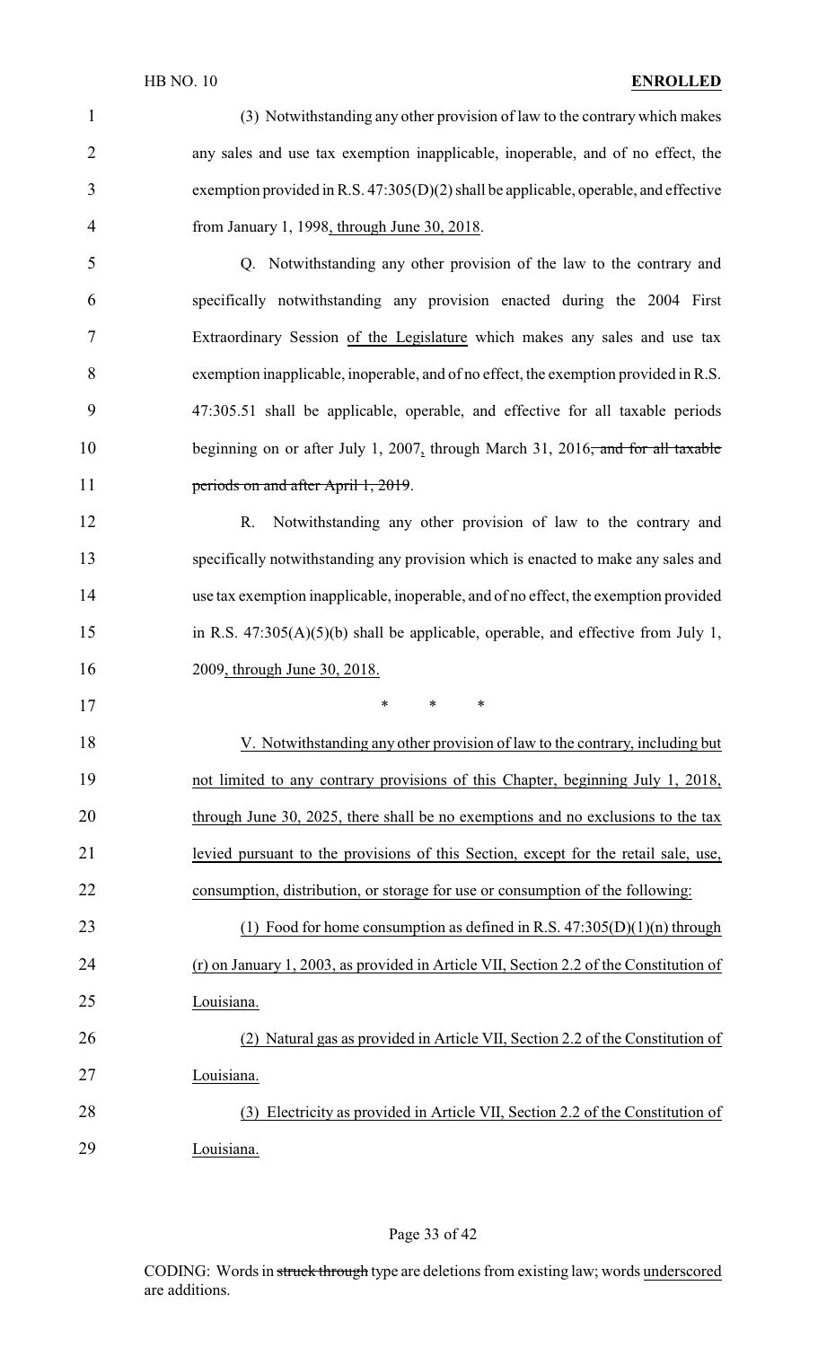(3) Notwithstanding any other provision of law to the contrary which makes any sales and use tax exemption inapplicable, inoperable, and of no effect, the exemption provided in R.S. 47:305(D)(2) shall be applicable, operable, and effective from January 1, 1998, through June 30, 2018.

Q. Notwithstanding any other provision of the law to the contrary and specifically notwithstanding any provision enacted during the 2004 First Extraordinary Session of the Legislature which makes any sales and use tax exemption inapplicable, inoperable, and of no effect, the exemption provided in R.S. 47:305.51 shall be applicable, operable, and effective for all taxable periods beginning on or after July 1, 2007, through March 31, 2016~~, and for all taxable periods on and after April 1, 2019~~.

R. Notwithstanding any other provision of law to the contrary and specifically notwithstanding any provision which is enacted to make any sales and use tax exemption inapplicable, inoperable, and of no effect, the exemption provided in R.S. 47:305(A)(5)(b) shall be applicable, operable, and effective from July 1, 2009, through June 30, 2018.

\* \* \*

V. Notwithstanding any other provision of law to the contrary, including but not limited to any contrary provisions of this Chapter, beginning July 1, 2018, through June 30, 2025, there shall be no exemptions and no exclusions to the tax levied pursuant to the provisions of this Section, except for the retail sale, use, consumption, distribution, or storage for use or consumption of the following:

(1) Food for home consumption as defined in R.S. 47:305(D)(1)(n) through (r) on January 1, 2003, as provided in Article VII, Section 2.2 of the Constitution of Louisiana.

(2) Natural gas as provided in Article VII, Section 2.2 of the Constitution of Louisiana.

(3) Electricity as provided in Article VII, Section 2.2 of the Constitution of Louisiana.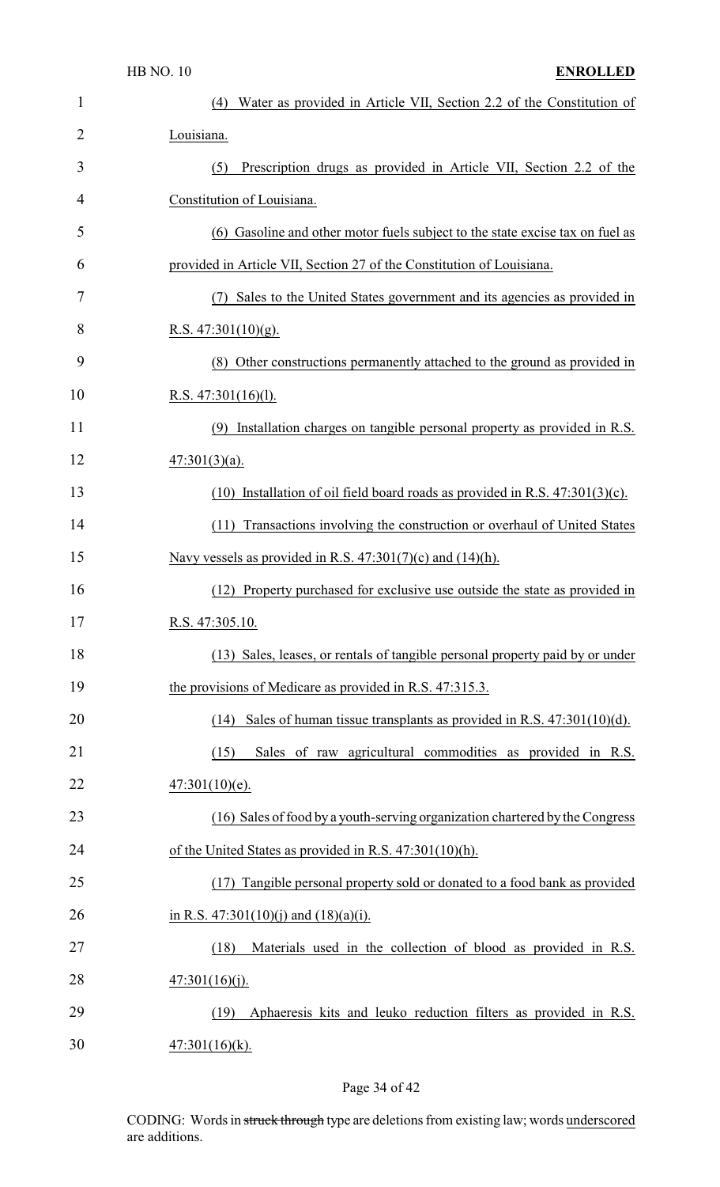(4) Water as provided in Article VII, Section 2.2 of the Constitution of Louisiana.

(5) Prescription drugs as provided in Article VII, Section 2.2 of the Constitution of Louisiana.

(6) Gasoline and other motor fuels subject to the state excise tax on fuel as provided in Article VII, Section 27 of the Constitution of Louisiana.

(7) Sales to the United States government and its agencies as provided in R.S. 47:301(10)(g).

(8) Other constructions permanently attached to the ground as provided in R.S. 47:301(16)(l).

(9) Installation charges on tangible personal property as provided in R.S. 47:301(3)(a).

(10) Installation of oil field board roads as provided in R.S. 47:301(3)(c).

(11) Transactions involving the construction or overhaul of United States Navy vessels as provided in R.S. 47:301(7)(c) and (14)(h).

(12) Property purchased for exclusive use outside the state as provided in R.S. 47:305.10.

(13) Sales, leases, or rentals of tangible personal property paid by or under the provisions of Medicare as provided in R.S. 47:315.3.

(14) Sales of human tissue transplants as provided in R.S. 47:301(10)(d).

(15) Sales of raw agricultural commodities as provided in R.S. 47:301(10)(e).

(16) Sales of food by a youth-serving organization chartered by the Congress of the United States as provided in R.S. 47:301(10)(h).

(17) Tangible personal property sold or donated to a food bank as provided in R.S. 47:301(10)(j) and (18)(a)(i).

(18) Materials used in the collection of blood as provided in R.S. 47:301(16)(j).

(19) Aphaeresis kits and leuko reduction filters as provided in R.S. 47:301(16)(k).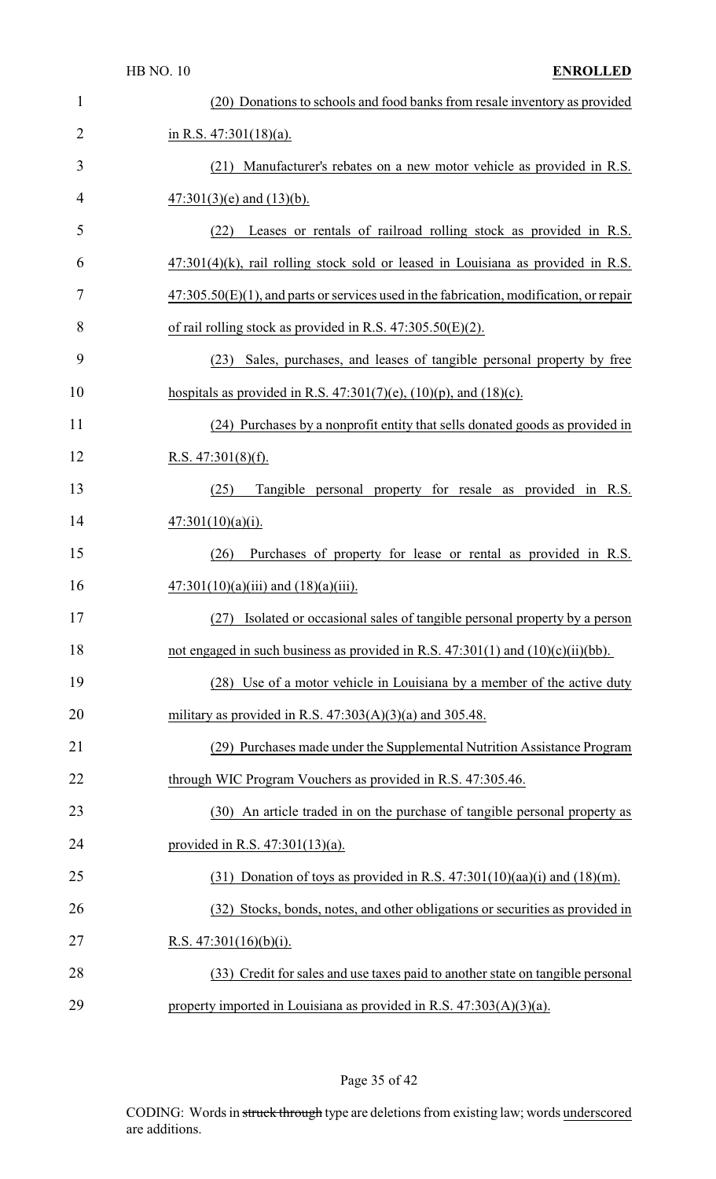(20) Donations to schools and food banks from resale inventory as provided in R.S. 47:301(18)(a).

(21) Manufacturer's rebates on a new motor vehicle as provided in R.S. 47:301(3)(e) and (13)(b).

(22) Leases or rentals of railroad rolling stock as provided in R.S. 47:301(4)(k), rail rolling stock sold or leased in Louisiana as provided in R.S. 47:305.50(E)(1), and parts or services used in the fabrication, modification, or repair of rail rolling stock as provided in R.S. 47:305.50(E)(2).

(23) Sales, purchases, and leases of tangible personal property by free hospitals as provided in R.S. 47:301(7)(e), (10)(p), and (18)(c).

(24) Purchases by a nonprofit entity that sells donated goods as provided in R.S. 47:301(8)(f).

(25) Tangible personal property for resale as provided in R.S. 47:301(10)(a)(i).

(26) Purchases of property for lease or rental as provided in R.S. 47:301(10)(a)(iii) and (18)(a)(iii).

(27) Isolated or occasional sales of tangible personal property by a person not engaged in such business as provided in R.S. 47:301(1) and (10)(c)(ii)(bb).

(28) Use of a motor vehicle in Louisiana by a member of the active duty military as provided in R.S. 47:303(A)(3)(a) and 305.48.

(29) Purchases made under the Supplemental Nutrition Assistance Program through WIC Program Vouchers as provided in R.S. 47:305.46.

(30) An article traded in on the purchase of tangible personal property as provided in R.S. 47:301(13)(a).

(31) Donation of toys as provided in R.S. 47:301(10)(aa)(i) and (18)(m).

(32) Stocks, bonds, notes, and other obligations or securities as provided in R.S. 47:301(16)(b)(i).

(33) Credit for sales and use taxes paid to another state on tangible personal property imported in Louisiana as provided in R.S. 47:303(A)(3)(a).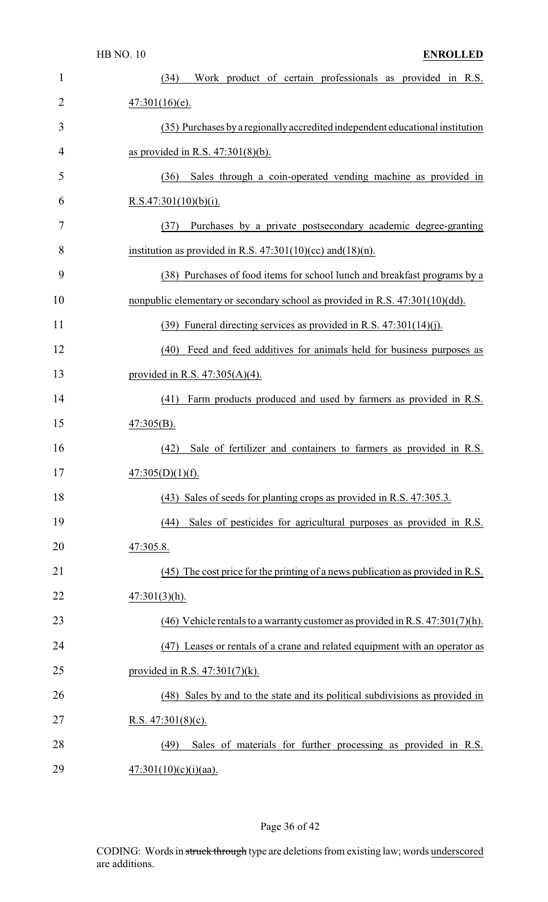(34) Work product of certain professionals as provided in R.S. 47:301(16)(e).

(35) Purchases by a regionally accredited independent educational institution as provided in R.S. 47:301(8)(b).

(36) Sales through a coin-operated vending machine as provided in R.S.47:301(10)(b)(i).

(37) Purchases by a private postsecondary academic degree-granting institution as provided in R.S. 47:301(10)(cc) and(18)(n).

(38) Purchases of food items for school lunch and breakfast programs by a nonpublic elementary or secondary school as provided in R.S. 47:301(10)(dd).

(39) Funeral directing services as provided in R.S. 47:301(14)(j).

(40) Feed and feed additives for animals held for business purposes as provided in R.S. 47:305(A)(4).

(41) Farm products produced and used by farmers as provided in R.S. 47:305(B).

(42) Sale of fertilizer and containers to farmers as provided in R.S. 47:305(D)(1)(f).

(43) Sales of seeds for planting crops as provided in R.S. 47:305.3.

(44) Sales of pesticides for agricultural purposes as provided in R.S. 47:305.8.

(45) The cost price for the printing of a news publication as provided in R.S. 47:301(3)(h).

(46) Vehicle rentals to a warranty customer as provided in R.S. 47:301(7)(h).

(47) Leases or rentals of a crane and related equipment with an operator as provided in R.S. 47:301(7)(k).

(48) Sales by and to the state and its political subdivisions as provided in R.S. 47:301(8)(c).

(49) Sales of materials for further processing as provided in R.S. 47:301(10)(c)(i)(aa).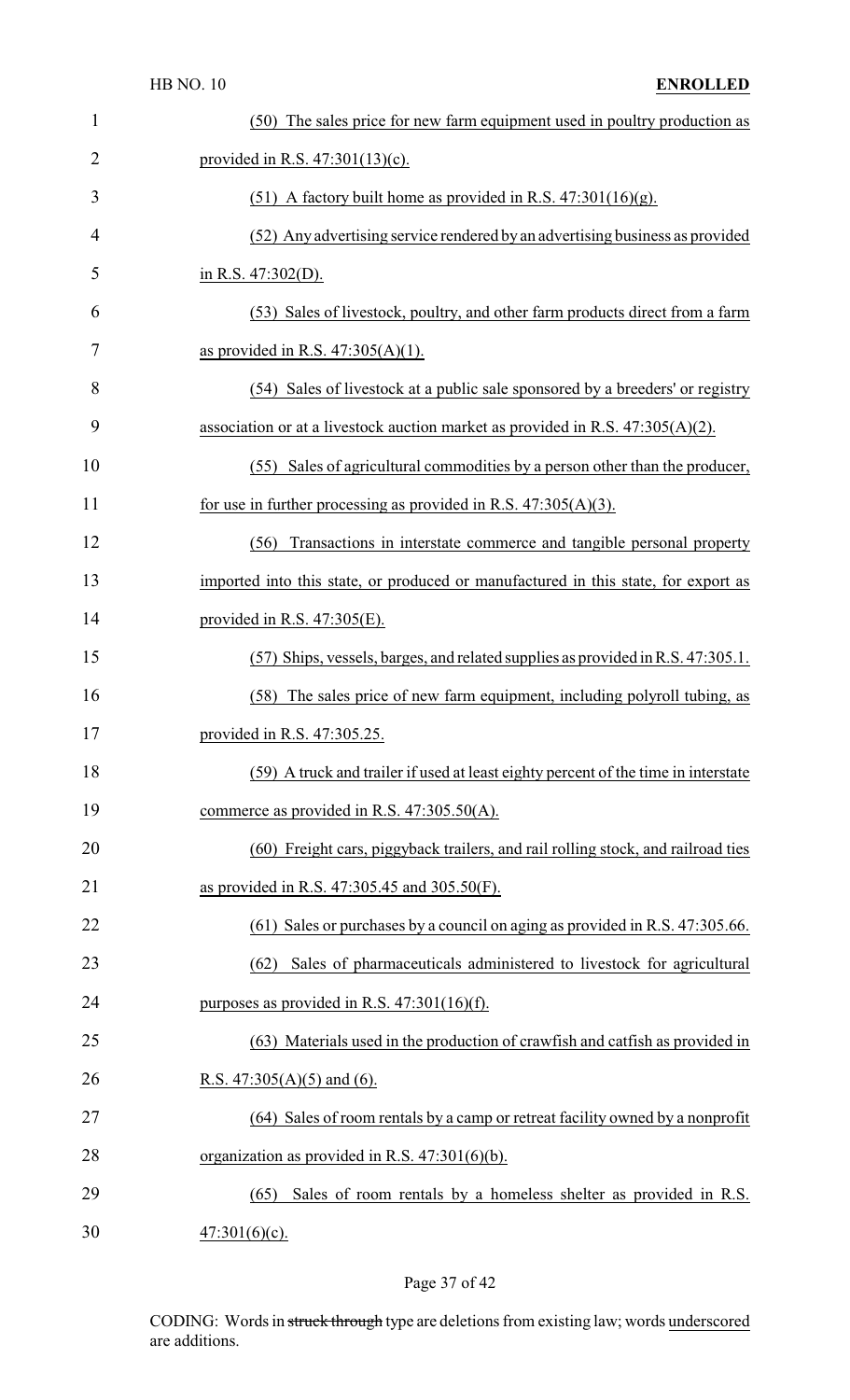(50) The sales price for new farm equipment used in poultry production as provided in R.S. 47:301(13)(c).

(51) A factory built home as provided in R.S. 47:301(16)(g).

(52) Any advertising service rendered by an advertising business as provided in R.S. 47:302(D).

(53) Sales of livestock, poultry, and other farm products direct from a farm as provided in R.S. 47:305(A)(1).

(54) Sales of livestock at a public sale sponsored by a breeders' or registry association or at a livestock auction market as provided in R.S. 47:305(A)(2).

(55) Sales of agricultural commodities by a person other than the producer, for use in further processing as provided in R.S. 47:305(A)(3).

(56) Transactions in interstate commerce and tangible personal property imported into this state, or produced or manufactured in this state, for export as provided in R.S. 47:305(E).

(57) Ships, vessels, barges, and related supplies as provided in R.S. 47:305.1.

(58) The sales price of new farm equipment, including polyroll tubing, as provided in R.S. 47:305.25.

(59) A truck and trailer if used at least eighty percent of the time in interstate commerce as provided in R.S. 47:305.50(A).

(60) Freight cars, piggyback trailers, and rail rolling stock, and railroad ties as provided in R.S. 47:305.45 and 305.50(F).

(61) Sales or purchases by a council on aging as provided in R.S. 47:305.66.

(62) Sales of pharmaceuticals administered to livestock for agricultural purposes as provided in R.S. 47:301(16)(f).

(63) Materials used in the production of crawfish and catfish as provided in R.S. 47:305(A)(5) and (6).

(64) Sales of room rentals by a camp or retreat facility owned by a nonprofit organization as provided in R.S. 47:301(6)(b).

(65) Sales of room rentals by a homeless shelter as provided in R.S. 47:301(6)(c).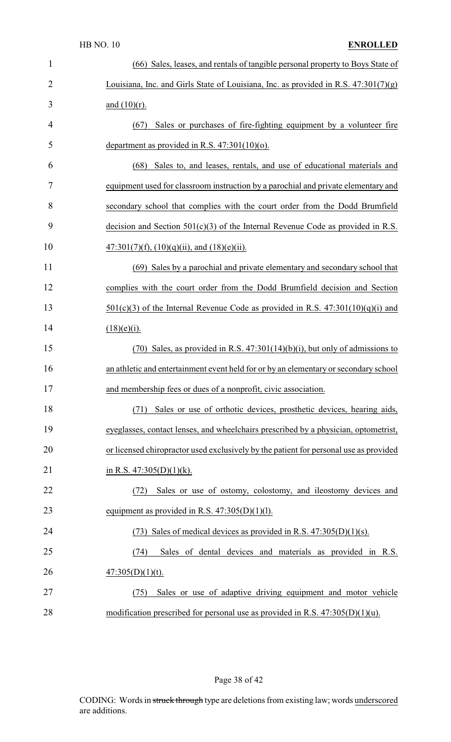(66) Sales, leases, and rentals of tangible personal property to Boys State of Louisiana, Inc. and Girls State of Louisiana, Inc. as provided in R.S. 47:301(7)(g) and (10)(r).

(67) Sales or purchases of fire-fighting equipment by a volunteer fire department as provided in R.S. 47:301(10)(o).

(68) Sales to, and leases, rentals, and use of educational materials and equipment used for classroom instruction by a parochial and private elementary and secondary school that complies with the court order from the Dodd Brumfield decision and Section 501(c)(3) of the Internal Revenue Code as provided in R.S. 47:301(7)(f), (10)(q)(ii), and (18)(e)(ii).

(69) Sales by a parochial and private elementary and secondary school that complies with the court order from the Dodd Brumfield decision and Section 501(c)(3) of the Internal Revenue Code as provided in R.S. 47:301(10)(q)(i) and (18)(e)(i).

(70) Sales, as provided in R.S. 47:301(14)(b)(i), but only of admissions to an athletic and entertainment event held for or by an elementary or secondary school and membership fees or dues of a nonprofit, civic association.

(71) Sales or use of orthotic devices, prosthetic devices, hearing aids, eyeglasses, contact lenses, and wheelchairs prescribed by a physician, optometrist, or licensed chiropractor used exclusively by the patient for personal use as provided in R.S. 47:305(D)(1)(k).

(72) Sales or use of ostomy, colostomy, and ileostomy devices and equipment as provided in R.S. 47:305(D)(1)(l).

(73) Sales of medical devices as provided in R.S. 47:305(D)(1)(s).

(74) Sales of dental devices and materials as provided in R.S. 47:305(D)(1)(t).

(75) Sales or use of adaptive driving equipment and motor vehicle modification prescribed for personal use as provided in R.S. 47:305(D)(1)(u).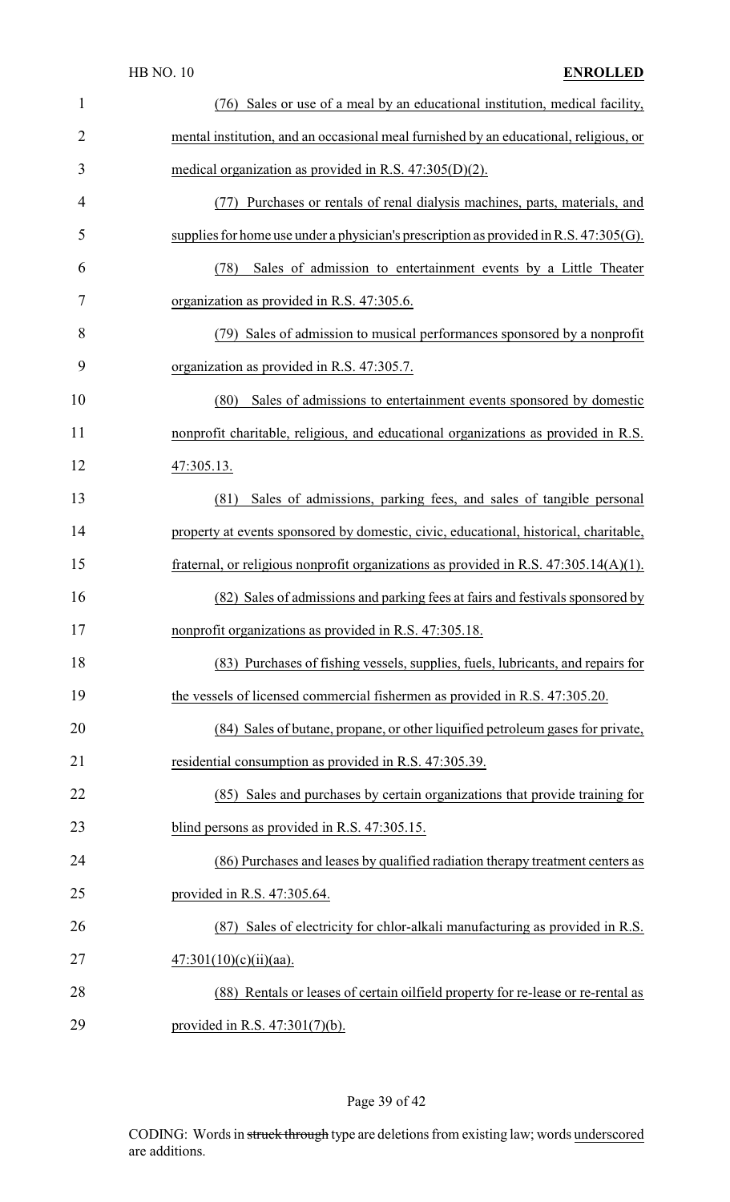(76) Sales or use of a meal by an educational institution, medical facility, mental institution, and an occasional meal furnished by an educational, religious, or medical organization as provided in R.S. 47:305(D)(2).

(77) Purchases or rentals of renal dialysis machines, parts, materials, and supplies for home use under a physician's prescription as provided in R.S. 47:305(G).

(78) Sales of admission to entertainment events by a Little Theater organization as provided in R.S. 47:305.6.

(79) Sales of admission to musical performances sponsored by a nonprofit organization as provided in R.S. 47:305.7.

(80) Sales of admissions to entertainment events sponsored by domestic nonprofit charitable, religious, and educational organizations as provided in R.S. 47:305.13.

(81) Sales of admissions, parking fees, and sales of tangible personal property at events sponsored by domestic, civic, educational, historical, charitable, fraternal, or religious nonprofit organizations as provided in R.S. 47:305.14(A)(1).

(82) Sales of admissions and parking fees at fairs and festivals sponsored by nonprofit organizations as provided in R.S. 47:305.18.

(83) Purchases of fishing vessels, supplies, fuels, lubricants, and repairs for the vessels of licensed commercial fishermen as provided in R.S. 47:305.20.

(84) Sales of butane, propane, or other liquified petroleum gases for private, residential consumption as provided in R.S. 47:305.39.

(85) Sales and purchases by certain organizations that provide training for blind persons as provided in R.S. 47:305.15.

(86) Purchases and leases by qualified radiation therapy treatment centers as provided in R.S. 47:305.64.

(87) Sales of electricity for chlor-alkali manufacturing as provided in R.S. 47:301(10)(c)(ii)(aa).

(88) Rentals or leases of certain oilfield property for re-lease or re-rental as provided in R.S. 47:301(7)(b).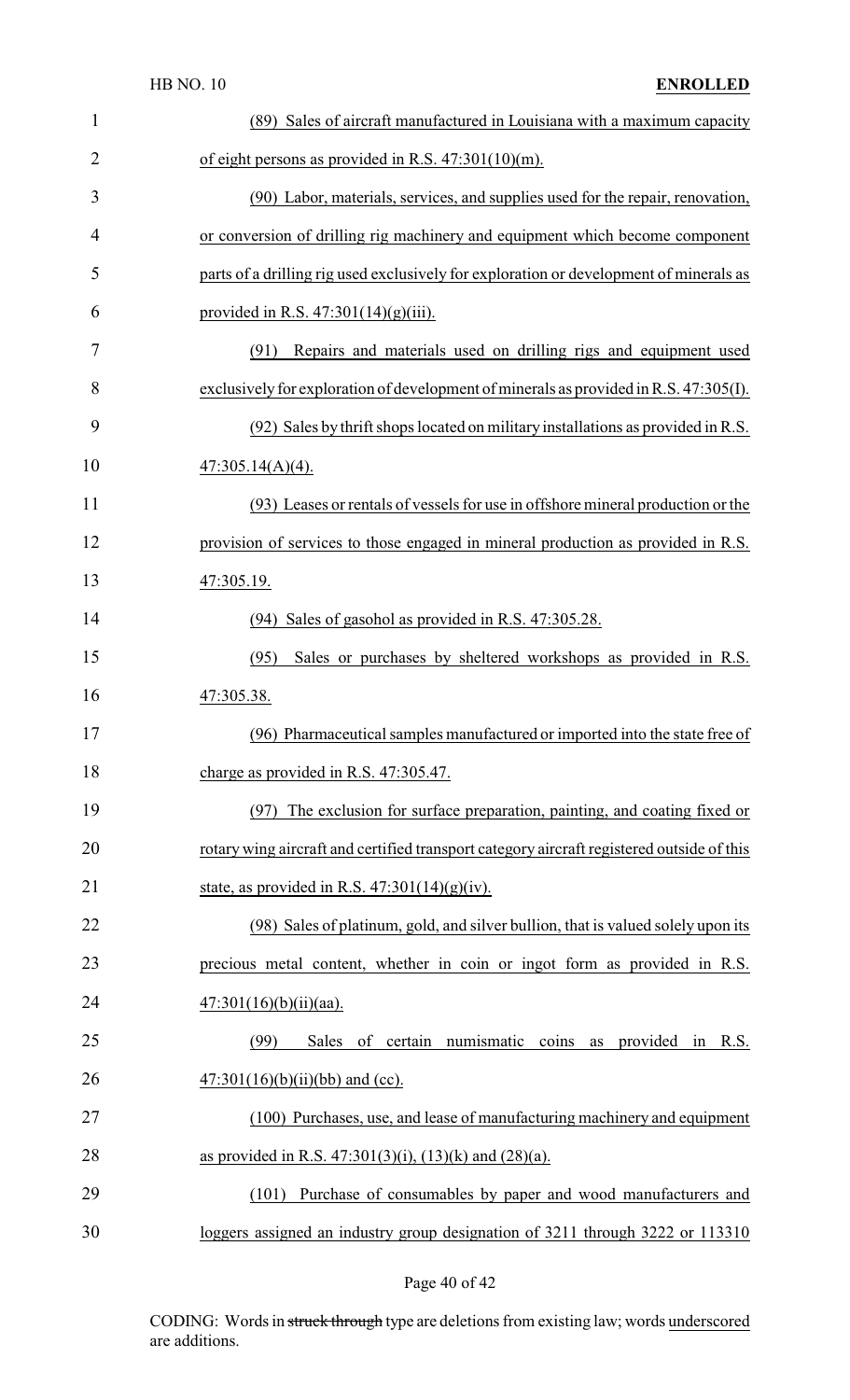(89) Sales of aircraft manufactured in Louisiana with a maximum capacity of eight persons as provided in R.S. 47:301(10)(m).

(90) Labor, materials, services, and supplies used for the repair, renovation, or conversion of drilling rig machinery and equipment which become component parts of a drilling rig used exclusively for exploration or development of minerals as provided in R.S. 47:301(14)(g)(iii).

(91) Repairs and materials used on drilling rigs and equipment used exclusively for exploration of development of minerals as provided in R.S. 47:305(I).

(92) Sales by thrift shops located on military installations as provided in R.S. 47:305.14(A)(4).

(93) Leases or rentals of vessels for use in offshore mineral production or the provision of services to those engaged in mineral production as provided in R.S. 47:305.19.

(94) Sales of gasohol as provided in R.S. 47:305.28.

(95) Sales or purchases by sheltered workshops as provided in R.S. 47:305.38.

(96) Pharmaceutical samples manufactured or imported into the state free of charge as provided in R.S. 47:305.47.

(97) The exclusion for surface preparation, painting, and coating fixed or rotary wing aircraft and certified transport category aircraft registered outside of this state, as provided in R.S. 47:301(14)(g)(iv).

(98) Sales of platinum, gold, and silver bullion, that is valued solely upon its precious metal content, whether in coin or ingot form as provided in R.S. 47:301(16)(b)(ii)(aa).

(99) Sales of certain numismatic coins as provided in R.S. 47:301(16)(b)(ii)(bb) and (cc).

(100) Purchases, use, and lease of manufacturing machinery and equipment as provided in R.S. 47:301(3)(i), (13)(k) and (28)(a).

(101) Purchase of consumables by paper and wood manufacturers and loggers assigned an industry group designation of 3211 through 3222 or 113310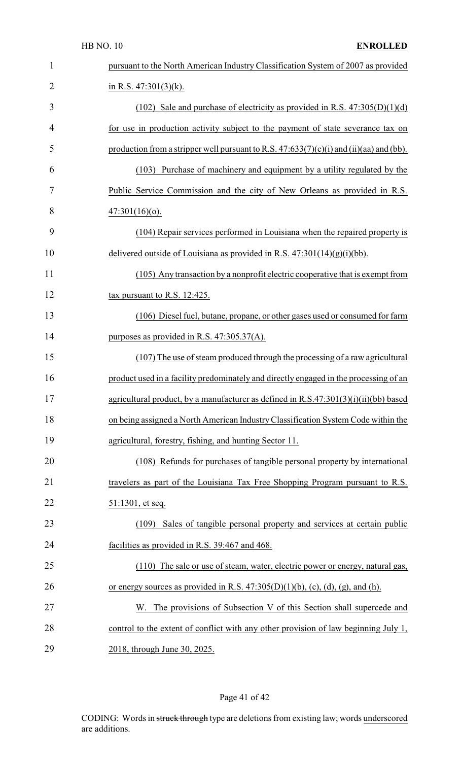pursuant to the North American Industry Classification System of 2007 as provided in R.S. 47:301(3)(k).

(102) Sale and purchase of electricity as provided in R.S. 47:305(D)(1)(d) for use in production activity subject to the payment of state severance tax on production from a stripper well pursuant to R.S. 47:633(7)(c)(i) and (ii)(aa) and (bb).

(103) Purchase of machinery and equipment by a utility regulated by the Public Service Commission and the city of New Orleans as provided in R.S. 47:301(16)(o).

(104) Repair services performed in Louisiana when the repaired property is delivered outside of Louisiana as provided in R.S. 47:301(14)(g)(i)(bb).

(105) Any transaction by a nonprofit electric cooperative that is exempt from tax pursuant to R.S. 12:425.

(106) Diesel fuel, butane, propane, or other gases used or consumed for farm purposes as provided in R.S. 47:305.37(A).

(107) The use of steam produced through the processing of a raw agricultural product used in a facility predominately and directly engaged in the processing of an agricultural product, by a manufacturer as defined in R.S.47:301(3)(i)(ii)(bb) based on being assigned a North American Industry Classification System Code within the agricultural, forestry, fishing, and hunting Sector 11.

(108) Refunds for purchases of tangible personal property by international travelers as part of the Louisiana Tax Free Shopping Program pursuant to R.S. 51:1301, et seq.

(109) Sales of tangible personal property and services at certain public facilities as provided in R.S. 39:467 and 468.

(110) The sale or use of steam, water, electric power or energy, natural gas, or energy sources as provided in R.S. 47:305(D)(1)(b), (c), (d), (g), and (h).

W. The provisions of Subsection V of this Section shall supercede and control to the extent of conflict with any other provision of law beginning July 1, 2018, through June 30, 2025.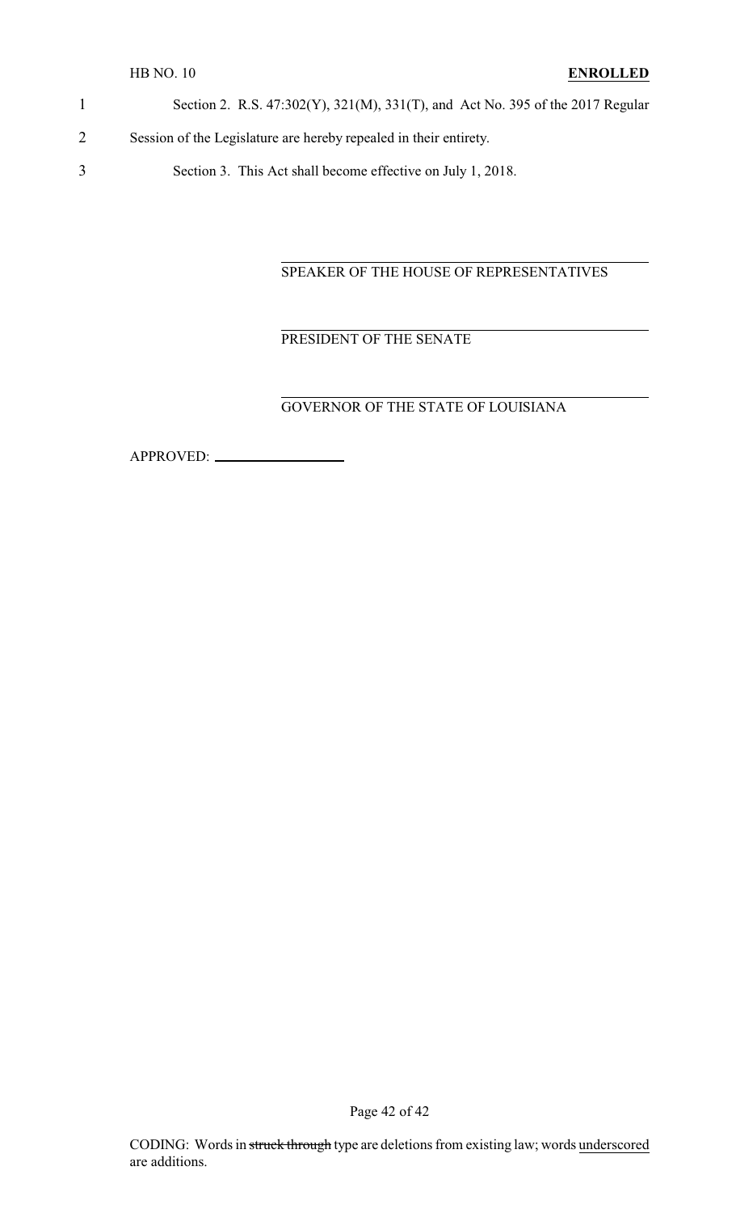Section 2. R.S. 47:302(Y), 321(M), 331(T), and Act No. 395 of the 2017 Regular Session of the Legislature are hereby repealed in their entirety.

Section 3. This Act shall become effective on July 1, 2018.

SPEAKER OF THE HOUSE OF REPRESENTATIVES

PRESIDENT OF THE SENATE

GOVERNOR OF THE STATE OF LOUISIANA

APPROVED: \_\_\_\_\_\_\_\_\_\_\_\_\_\_\_\_\_\_

CODING: Words in ~~struck through~~ type are deletions from existing law; words <u>underscored</u> are additions.